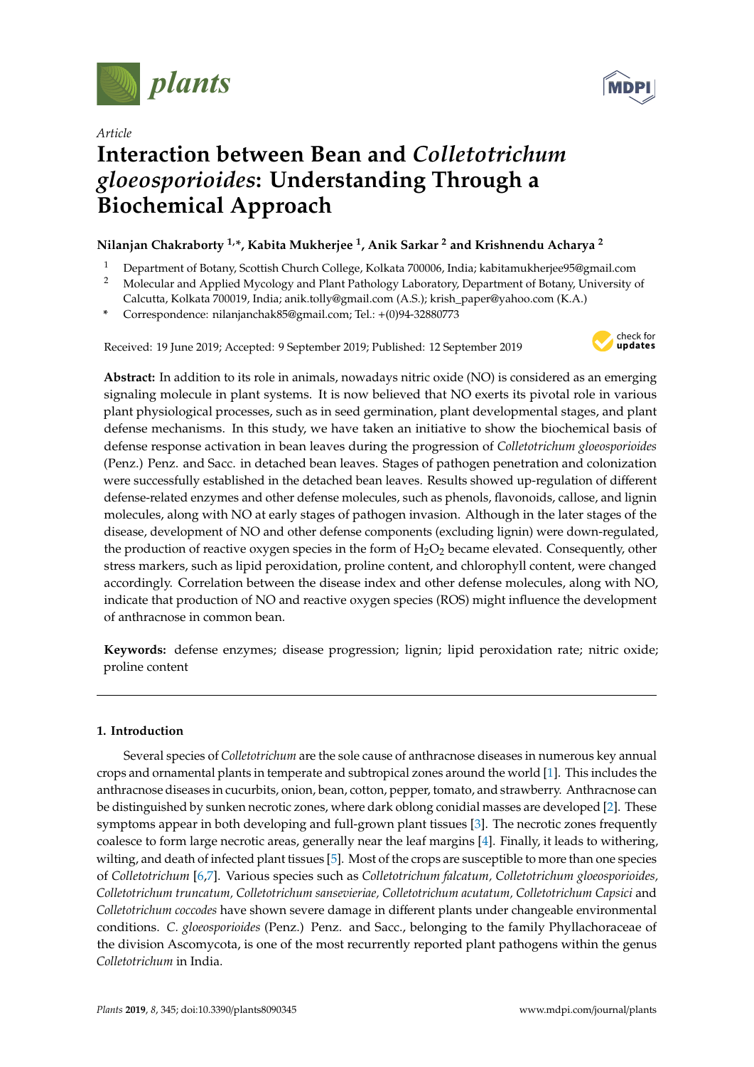*plants*

Article

# Interaction between Bean and *Colletotrichum gloeosporioides*: Understanding Through a Biochemical Approach

**Nilanjan Chakraborty [1,*], Kabita Mukherjee [1], Anik Sarkar [2] and Krishnendu Acharya [2]**

[1] Department of Botany, Scottish Church College, Kolkata 700006, India; kabitamukherjee95@gmail.com

[2] Molecular and Applied Mycology and Plant Pathology Laboratory, Department of Botany, University of Calcutta, Kolkata 700019, India; anik.tolly@gmail.com (A.S.); krish_paper@yahoo.com (K.A.)

[*] Correspondence: nilanjanchak85@gmail.com; Tel.: +(0)94-32880773

Received: 19 June 2019; Accepted: 9 September 2019; Published: 12 September 2019

**Abstract:** In addition to its role in animals, nowadays nitric oxide (NO) is considered as an emerging signaling molecule in plant systems. It is now believed that NO exerts its pivotal role in various plant physiological processes, such as in seed germination, plant developmental stages, and plant defense mechanisms. In this study, we have taken an initiative to show the biochemical basis of defense response activation in bean leaves during the progression of *Colletotrichum gloeosporioides* (Penz.) Penz. and Sacc. in detached bean leaves. Stages of pathogen penetration and colonization were successfully established in the detached bean leaves. Results showed up-regulation of different defense-related enzymes and other defense molecules, such as phenols, flavonoids, callose, and lignin molecules, along with NO at early stages of pathogen invasion. Although in the later stages of the disease, development of NO and other defense components (excluding lignin) were down-regulated, the production of reactive oxygen species in the form of $H_2O_2$ became elevated. Consequently, other stress markers, such as lipid peroxidation, proline content, and chlorophyll content, were changed accordingly. Correlation between the disease index and other defense molecules, along with NO, indicate that production of NO and reactive oxygen species (ROS) might influence the development of anthracnose in common bean.

**Keywords:** defense enzymes; disease progression; lignin; lipid peroxidation rate; nitric oxide; proline content

## 1. Introduction

Several species of *Colletotrichum* are the sole cause of anthracnose diseases in numerous key annual crops and ornamental plants in temperate and subtropical zones around the world [1]. This includes the anthracnose diseases in cucurbits, onion, bean, cotton, pepper, tomato, and strawberry. Anthracnose can be distinguished by sunken necrotic zones, where dark oblong conidial masses are developed [2]. These symptoms appear in both developing and full-grown plant tissues [3]. The necrotic zones frequently coalesce to form large necrotic areas, generally near the leaf margins [4]. Finally, it leads to withering, wilting, and death of infected plant tissues [5]. Most of the crops are susceptible to more than one species of *Colletotrichum* [6,7]. Various species such as *Colletotrichum falcatum, Colletotrichum gloeosporioides, Colletotrichum truncatum, Colletotrichum sansevieriae, Colletotrichum acutatum, Colletotrichum Capsici* and *Colletotrichum coccodes* have shown severe damage in different plants under changeable environmental conditions. *C. gloeosporioides* (Penz.) Penz. and Sacc., belonging to the family Phyllachoraceae of the division Ascomycota, is one of the most recurrently reported plant pathogens within the genus *Colletotrichum* in India.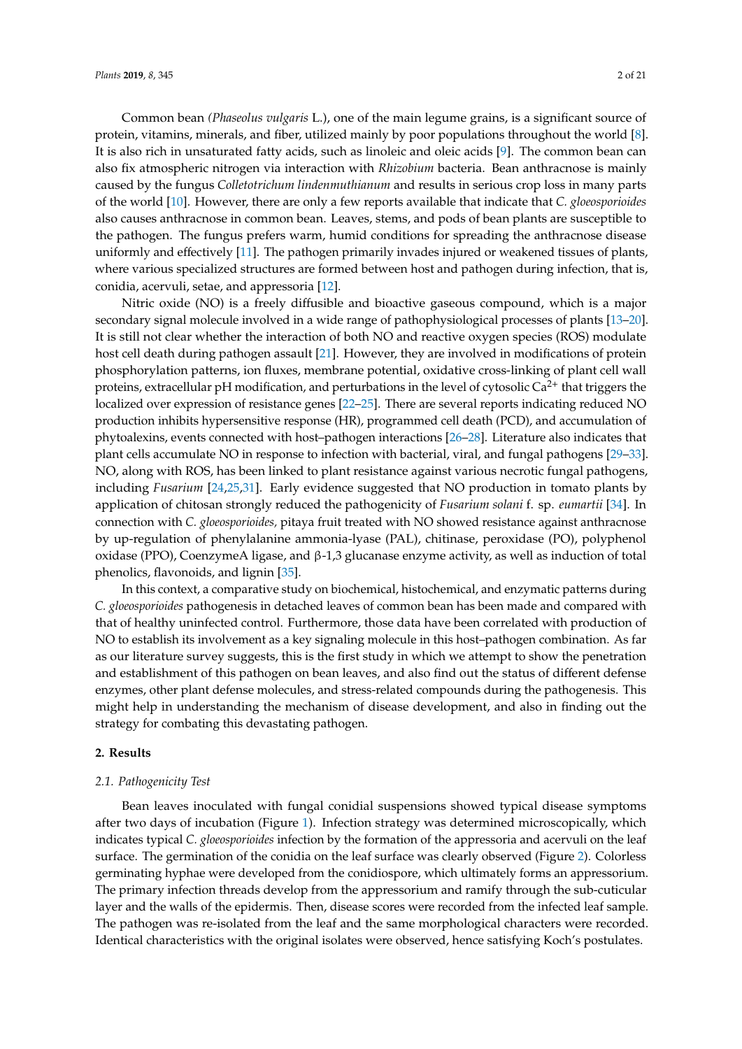Common bean *(Phaseolus vulgaris* L.), one of the main legume grains, is a significant source of protein, vitamins, minerals, and fiber, utilized mainly by poor populations throughout the world [8]. It is also rich in unsaturated fatty acids, such as linoleic and oleic acids [9]. The common bean can also fix atmospheric nitrogen via interaction with *Rhizobium* bacteria. Bean anthracnose is mainly caused by the fungus *Colletotrichum lindenmuthianum* and results in serious crop loss in many parts of the world [10]. However, there are only a few reports available that indicate that *C. gloeosporioides* also causes anthracnose in common bean. Leaves, stems, and pods of bean plants are susceptible to the pathogen. The fungus prefers warm, humid conditions for spreading the anthracnose disease uniformly and effectively [11]. The pathogen primarily invades injured or weakened tissues of plants, where various specialized structures are formed between host and pathogen during infection, that is, conidia, acervuli, setae, and appressoria [12].

Nitric oxide (NO) is a freely diffusible and bioactive gaseous compound, which is a major secondary signal molecule involved in a wide range of pathophysiological processes of plants [13–20]. It is still not clear whether the interaction of both NO and reactive oxygen species (ROS) modulate host cell death during pathogen assault [21]. However, they are involved in modifications of protein phosphorylation patterns, ion fluxes, membrane potential, oxidative cross-linking of plant cell wall proteins, extracellular pH modification, and perturbations in the level of cytosolic $Ca^{2+}$ that triggers the localized over expression of resistance genes [22–25]. There are several reports indicating reduced NO production inhibits hypersensitive response (HR), programmed cell death (PCD), and accumulation of phytoalexins, events connected with host–pathogen interactions [26–28]. Literature also indicates that plant cells accumulate NO in response to infection with bacterial, viral, and fungal pathogens [29–33]. NO, along with ROS, has been linked to plant resistance against various necrotic fungal pathogens, including *Fusarium* [24,25,31]. Early evidence suggested that NO production in tomato plants by application of chitosan strongly reduced the pathogenicity of *Fusarium solani* f. sp. *eumartii* [34]. In connection with *C. gloeosporioides,* pitaya fruit treated with NO showed resistance against anthracnose by up-regulation of phenylalanine ammonia-lyase (PAL), chitinase, peroxidase (PO), polyphenol oxidase (PPO), CoenzymeA ligase, and β-1,3 glucanase enzyme activity, as well as induction of total phenolics, flavonoids, and lignin [35].

In this context, a comparative study on biochemical, histochemical, and enzymatic patterns during *C. gloeosporioides* pathogenesis in detached leaves of common bean has been made and compared with that of healthy uninfected control. Furthermore, those data have been correlated with production of NO to establish its involvement as a key signaling molecule in this host–pathogen combination. As far as our literature survey suggests, this is the first study in which we attempt to show the penetration and establishment of this pathogen on bean leaves, and also find out the status of different defense enzymes, other plant defense molecules, and stress-related compounds during the pathogenesis. This might help in understanding the mechanism of disease development, and also in finding out the strategy for combating this devastating pathogen.

## 2. Results

### 2.1. Pathogenicity Test

Bean leaves inoculated with fungal conidial suspensions showed typical disease symptoms after two days of incubation (Figure 1). Infection strategy was determined microscopically, which indicates typical *C. gloeosporioides* infection by the formation of the appressoria and acervuli on the leaf surface. The germination of the conidia on the leaf surface was clearly observed (Figure 2). Colorless germinating hyphae were developed from the conidiospore, which ultimately forms an appressorium. The primary infection threads develop from the appressorium and ramify through the sub-cuticular layer and the walls of the epidermis. Then, disease scores were recorded from the infected leaf sample. The pathogen was re-isolated from the leaf and the same morphological characters were recorded. Identical characteristics with the original isolates were observed, hence satisfying Koch's postulates.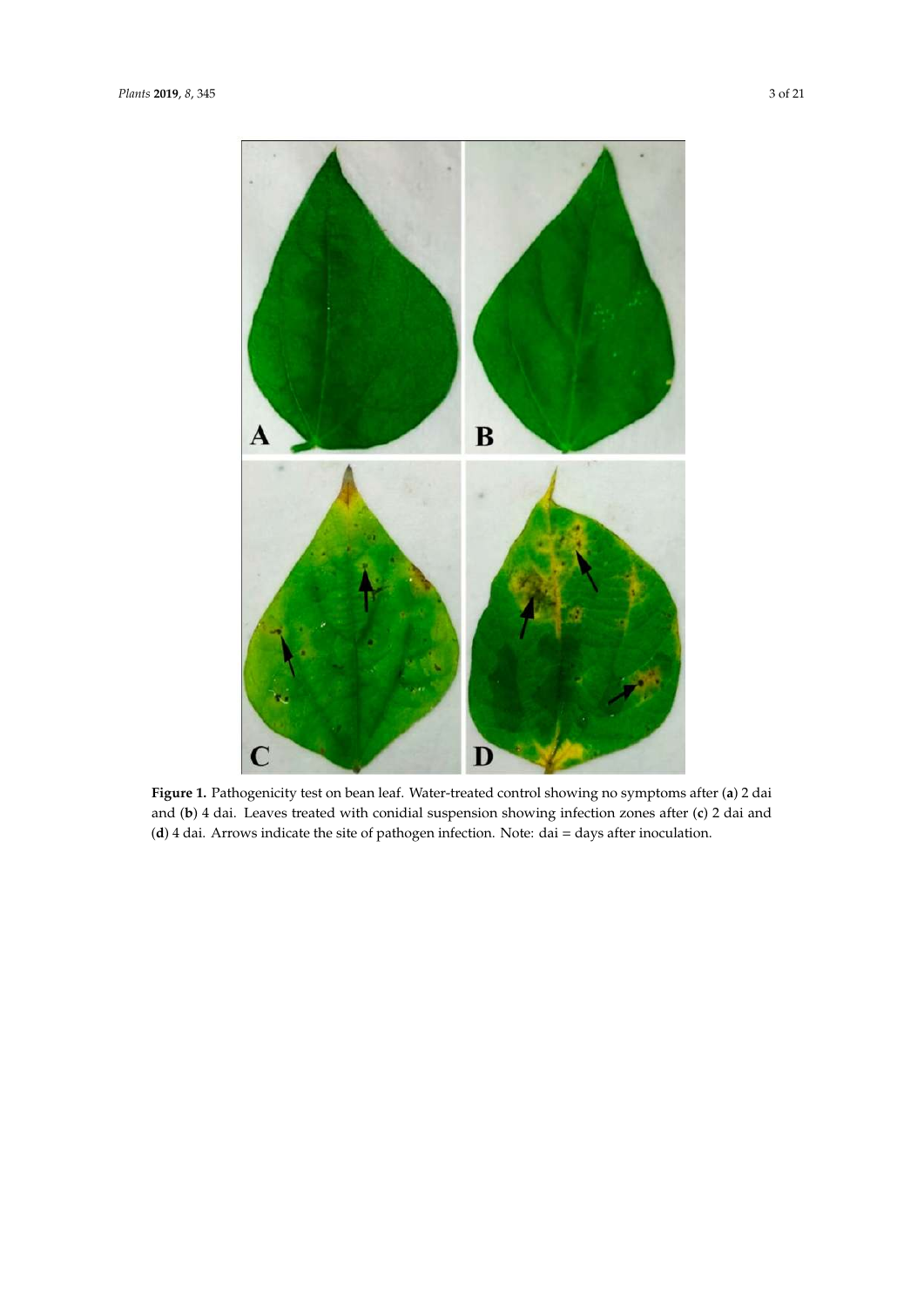**Figure 1.** Pathogenicity test on bean leaf. Water-treated control showing no symptoms after (**a**) 2 dai and (**b**) 4 dai. Leaves treated with conidial suspension showing infection zones after (**c**) 2 dai and (**d**) 4 dai. Arrows indicate the site of pathogen infection. Note: dai = days after inoculation.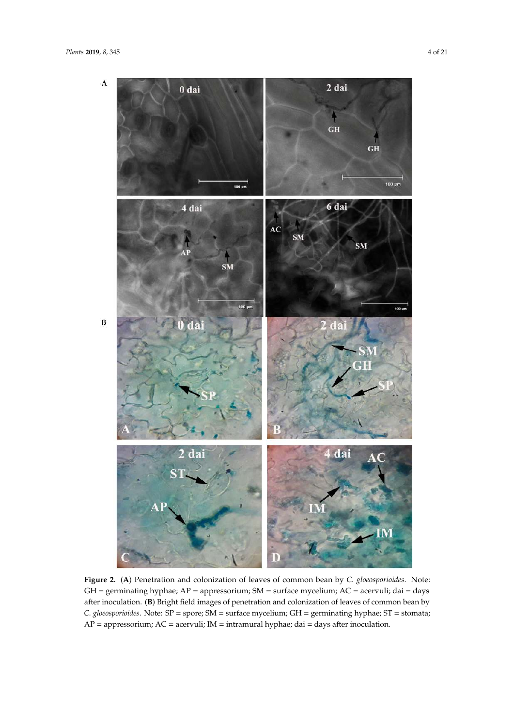**Figure 2.** (**A**) Penetration and colonization of leaves of common bean by *C. gloeosporioides*. Note: GH = germinating hyphae; AP = appressorium; SM = surface mycelium; AC = acervuli; dai = days after inoculation. (**B**) Bright field images of penetration and colonization of leaves of common bean by *C. gloeosporioides*. Note: SP = spore; SM = surface mycelium; GH = germinating hyphae; ST = stomata; AP = appressorium; AC = acervuli; IM = intramural hyphae; dai = days after inoculation.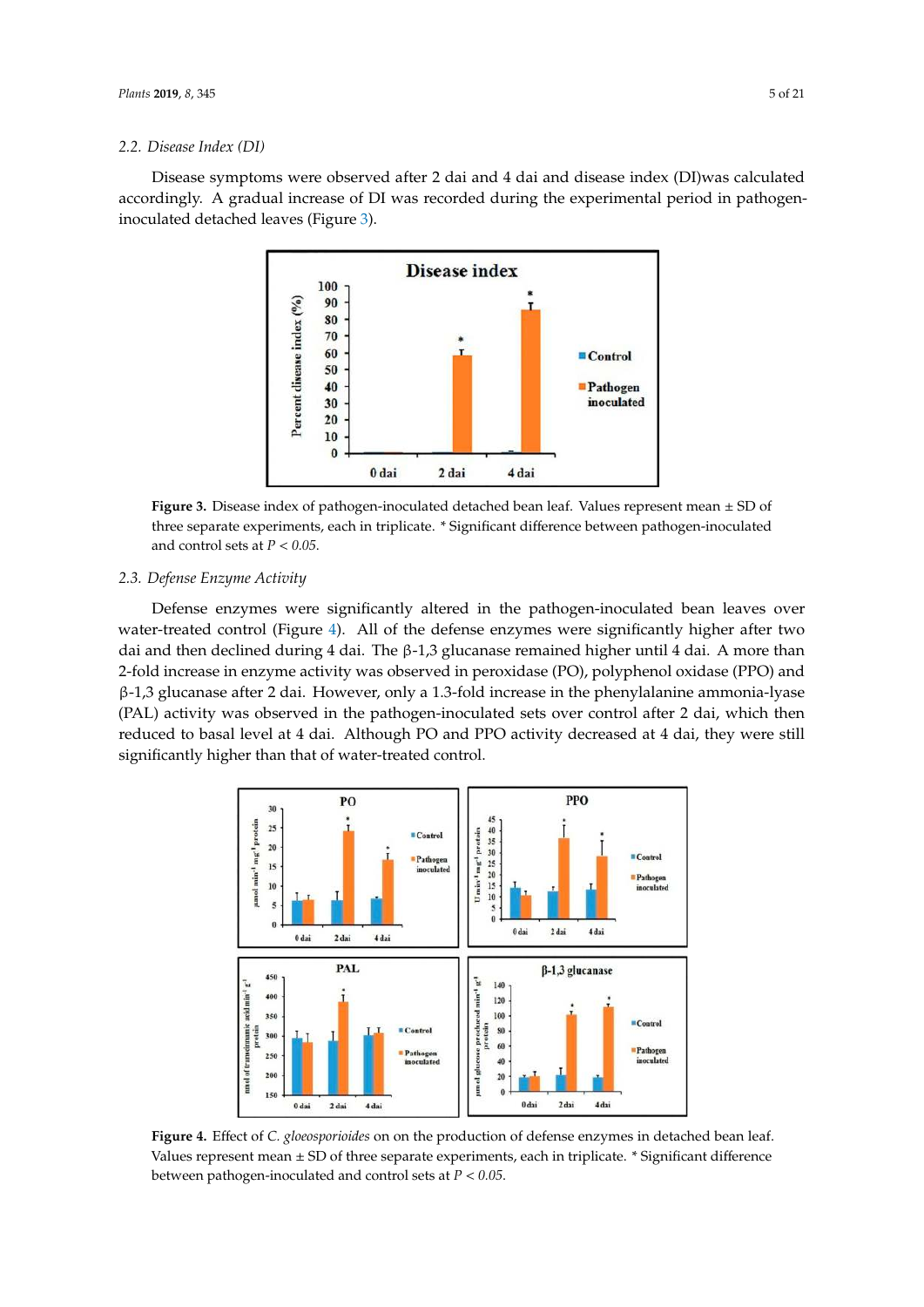### 2.2. Disease Index (DI)

Disease symptoms were observed after 2 dai and 4 dai and disease index (DI)was calculated accordingly. A gradual increase of DI was recorded during the experimental period in pathogen-inoculated detached leaves (Figure 3).

**Figure 3.** Disease index of pathogen-inoculated detached bean leaf. Values represent mean ± SD of three separate experiments, each in triplicate. * Significant difference between pathogen-inoculated and control sets at $P < 0.05$.

### 2.3. Defense Enzyme Activity

Defense enzymes were significantly altered in the pathogen-inoculated bean leaves over water-treated control (Figure 4). All of the defense enzymes were significantly higher after two dai and then declined during 4 dai. The β-1,3 glucanase remained higher until 4 dai. A more than 2-fold increase in enzyme activity was observed in peroxidase (PO), polyphenol oxidase (PPO) and β-1,3 glucanase after 2 dai. However, only a 1.3-fold increase in the phenylalanine ammonia-lyase (PAL) activity was observed in the pathogen-inoculated sets over control after 2 dai, which then reduced to basal level at 4 dai. Although PO and PPO activity decreased at 4 dai, they were still significantly higher than that of water-treated control.

**Figure 4.** Effect of *C. gloeosporioides* on on the production of defense enzymes in detached bean leaf. Values represent mean ± SD of three separate experiments, each in triplicate. * Significant difference between pathogen-inoculated and control sets at $P < 0.05$.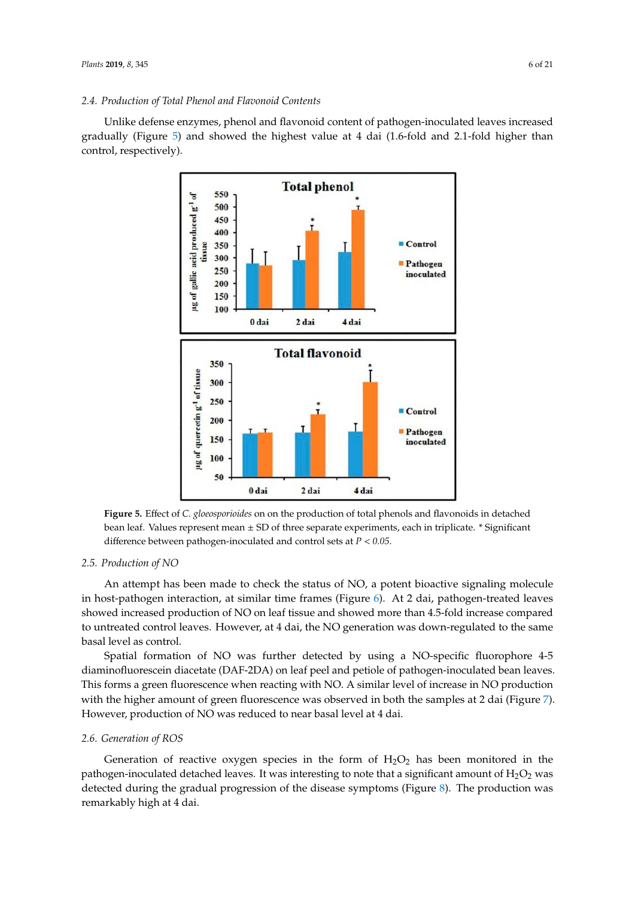### 2.4. Production of Total Phenol and Flavonoid Contents

Unlike defense enzymes, phenol and flavonoid content of pathogen-inoculated leaves increased gradually (Figure 5) and showed the highest value at 4 dai (1.6-fold and 2.1-fold higher than control, respectively).

**Figure 5.** Effect of *C. gloeosporioides* on on the production of total phenols and flavonoids in detached bean leaf. Values represent mean ± SD of three separate experiments, each in triplicate. * Significant difference between pathogen-inoculated and control sets at $P < 0.05$.

### 2.5. Production of NO

An attempt has been made to check the status of NO, a potent bioactive signaling molecule in host-pathogen interaction, at similar time frames (Figure 6). At 2 dai, pathogen-treated leaves showed increased production of NO on leaf tissue and showed more than 4.5-fold increase compared to untreated control leaves. However, at 4 dai, the NO generation was down-regulated to the same basal level as control.

Spatial formation of NO was further detected by using a NO-specific fluorophore 4-5 diaminofluorescein diacetate (DAF-2DA) on leaf peel and petiole of pathogen-inoculated bean leaves. This forms a green fluorescence when reacting with NO. A similar level of increase in NO production with the higher amount of green fluorescence was observed in both the samples at 2 dai (Figure 7). However, production of NO was reduced to near basal level at 4 dai.

### 2.6. Generation of ROS

Generation of reactive oxygen species in the form of $H_2O_2$ has been monitored in the pathogen-inoculated detached leaves. It was interesting to note that a significant amount of $H_2O_2$ was detected during the gradual progression of the disease symptoms (Figure 8). The production was remarkably high at 4 dai.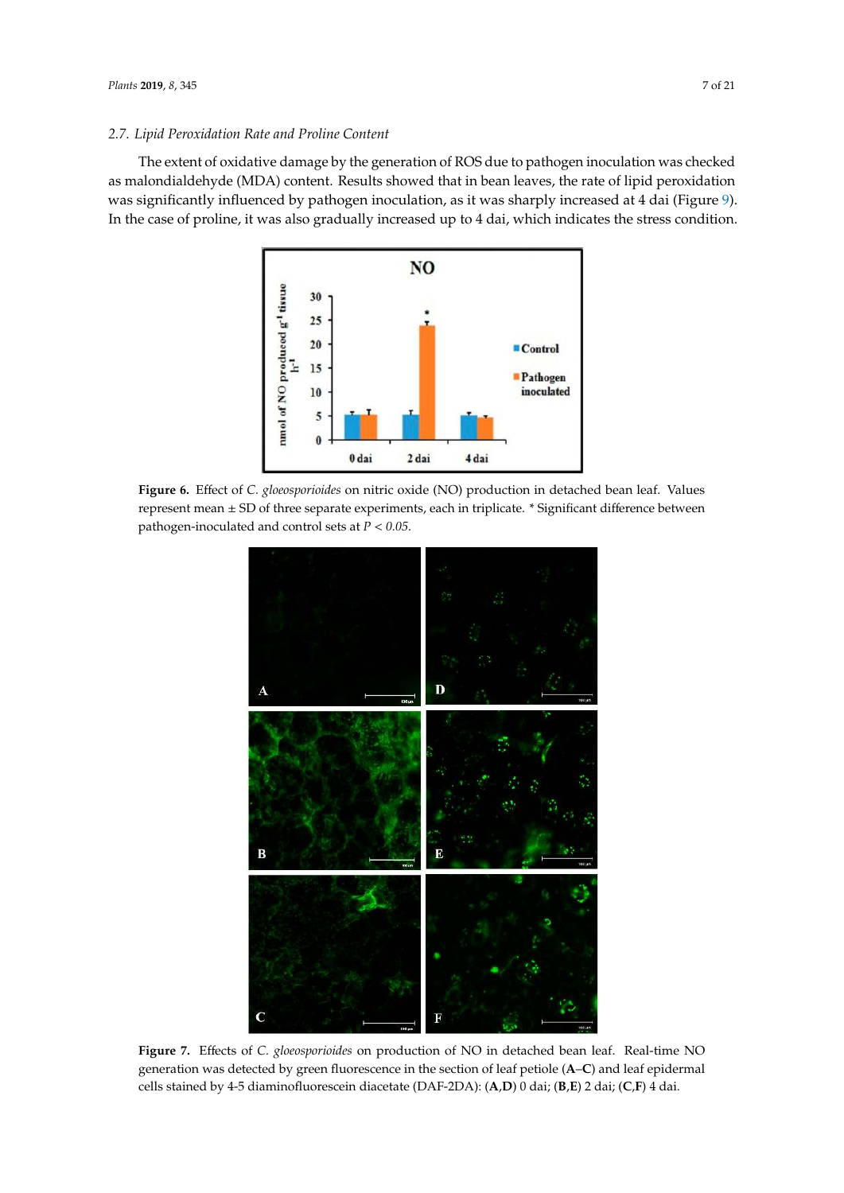### 2.7. Lipid Peroxidation Rate and Proline Content

The extent of oxidative damage by the generation of ROS due to pathogen inoculation was checked as malondialdehyde (MDA) content. Results showed that in bean leaves, the rate of lipid peroxidation was significantly influenced by pathogen inoculation, as it was sharply increased at 4 dai (Figure 9). In the case of proline, it was also gradually increased up to 4 dai, which indicates the stress condition.

**Figure 6.** Effect of *C. gloeosporioides* on nitric oxide (NO) production in detached bean leaf. Values represent mean ± SD of three separate experiments, each in triplicate. * Significant difference between pathogen-inoculated and control sets at $P < 0.05$.

**Figure 7.** Effects of *C. gloeosporioides* on production of NO in detached bean leaf. Real-time NO generation was detected by green fluorescence in the section of leaf petiole (**A**–**C**) and leaf epidermal cells stained by 4-5 diaminofluorescein diacetate (DAF-2DA): (**A**,**D**) 0 dai; (**B**,**E**) 2 dai; (**C**,**F**) 4 dai.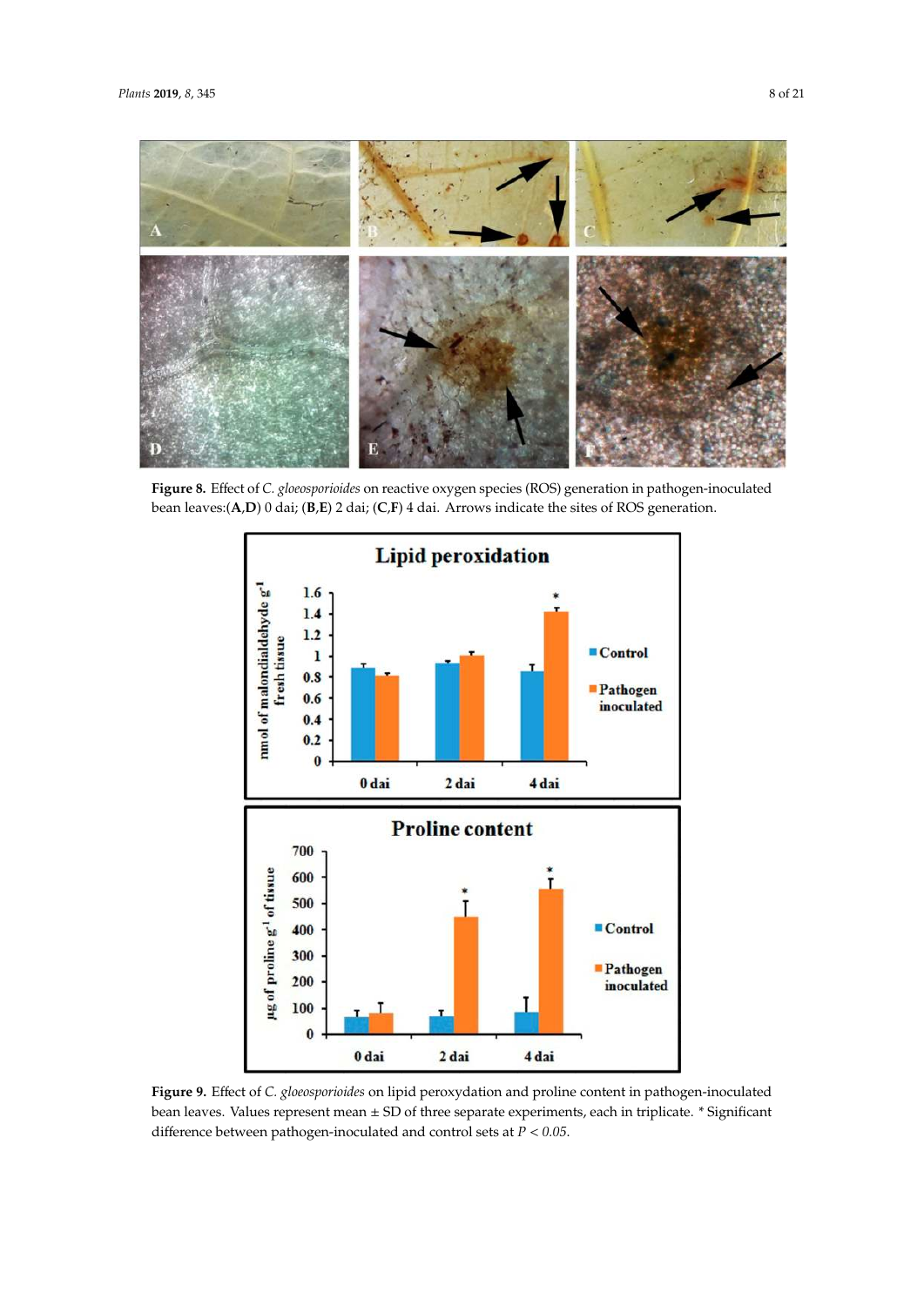**Figure 8.** Effect of *C. gloeosporioides* on reactive oxygen species (ROS) generation in pathogen-inoculated bean leaves:(**A**,**D**) 0 dai; (**B**,**E**) 2 dai; (**C**,**F**) 4 dai. Arrows indicate the sites of ROS generation.

**Figure 9.** Effect of *C. gloeosporioides* on lipid peroxydation and proline content in pathogen-inoculated bean leaves. Values represent mean ± SD of three separate experiments, each in triplicate. * Significant difference between pathogen-inoculated and control sets at $P < 0.05$.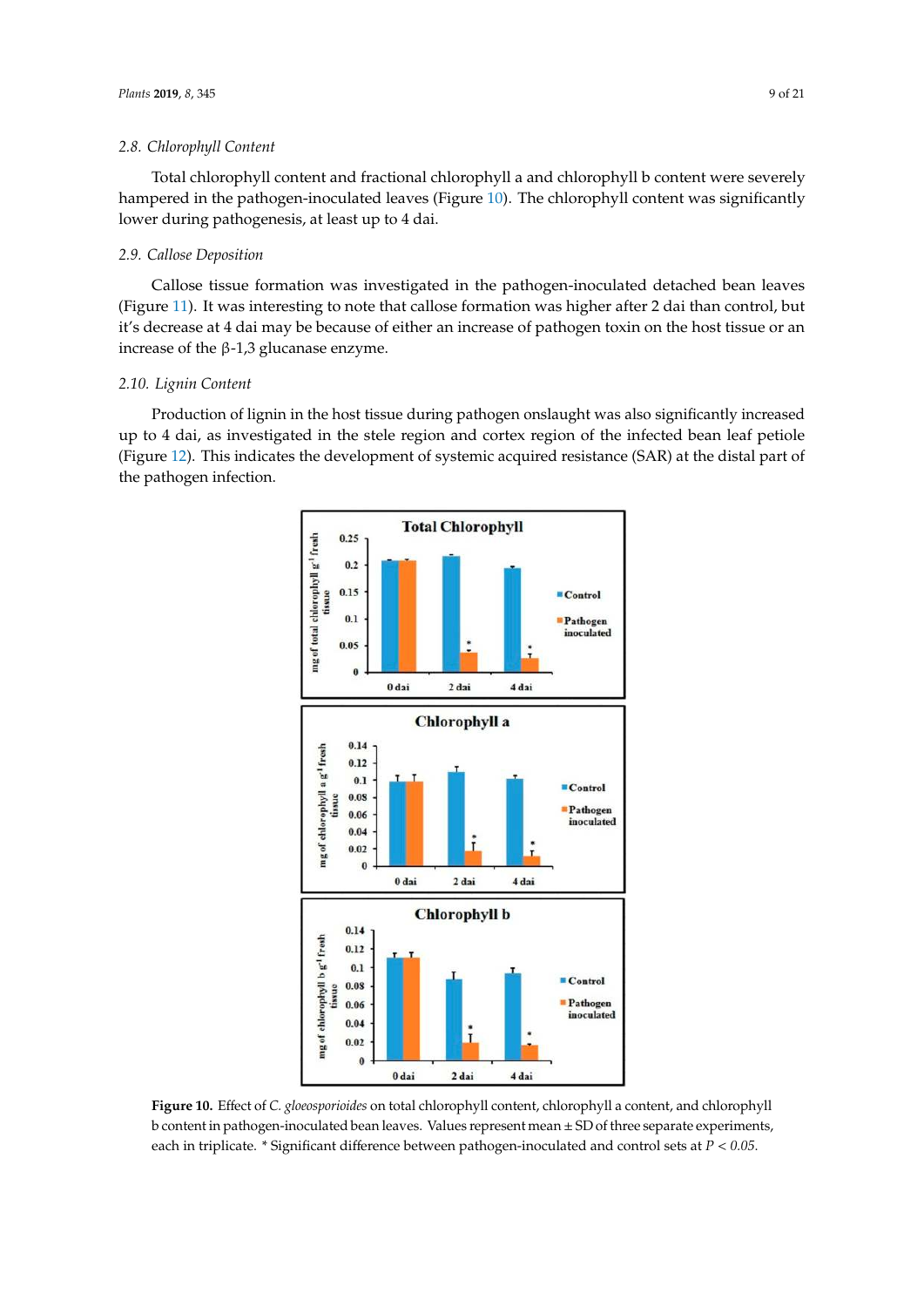### 2.8. Chlorophyll Content

Total chlorophyll content and fractional chlorophyll a and chlorophyll b content were severely hampered in the pathogen-inoculated leaves (Figure 10). The chlorophyll content was significantly lower during pathogenesis, at least up to 4 dai.

### 2.9. Callose Deposition

Callose tissue formation was investigated in the pathogen-inoculated detached bean leaves (Figure 11). It was interesting to note that callose formation was higher after 2 dai than control, but it's decrease at 4 dai may be because of either an increase of pathogen toxin on the host tissue or an increase of the β-1,3 glucanase enzyme.

### 2.10. Lignin Content

Production of lignin in the host tissue during pathogen onslaught was also significantly increased up to 4 dai, as investigated in the stele region and cortex region of the infected bean leaf petiole (Figure 12). This indicates the development of systemic acquired resistance (SAR) at the distal part of the pathogen infection.

**Figure 10.** Effect of *C. gloeosporioides* on total chlorophyll content, chlorophyll a content, and chlorophyll b content in pathogen-inoculated bean leaves. Values represent mean ± SD of three separate experiments, each in triplicate. * Significant difference between pathogen-inoculated and control sets at $P < 0.05$.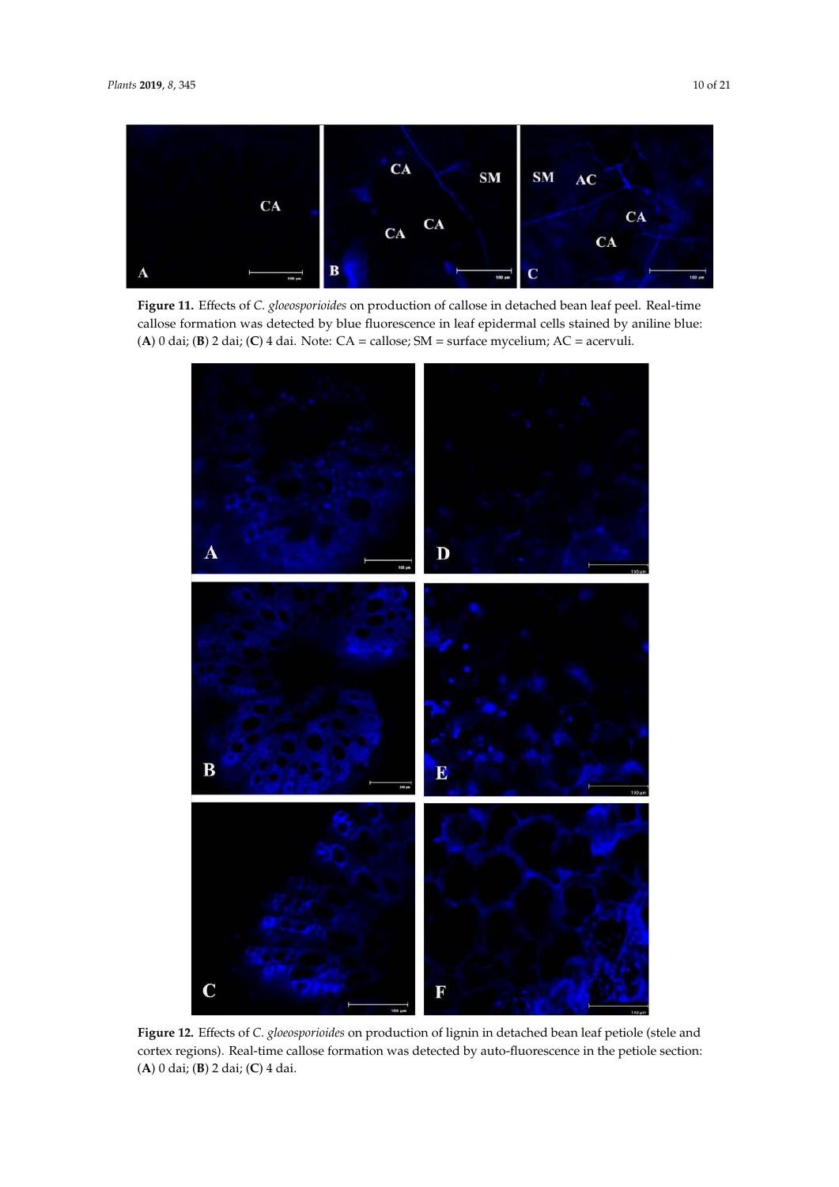**Figure 11.** Effects of *C. gloeosporioides* on production of callose in detached bean leaf peel. Real-time callose formation was detected by blue fluorescence in leaf epidermal cells stained by aniline blue: (**A**) 0 dai; (**B**) 2 dai; (**C**) 4 dai. Note: CA = callose; SM = surface mycelium; AC = acervuli.

**Figure 12.** Effects of *C. gloeosporioides* on production of lignin in detached bean leaf petiole (stele and cortex regions). Real-time callose formation was detected by auto-fluorescence in the petiole section: (**A**) 0 dai; (**B**) 2 dai; (**C**) 4 dai.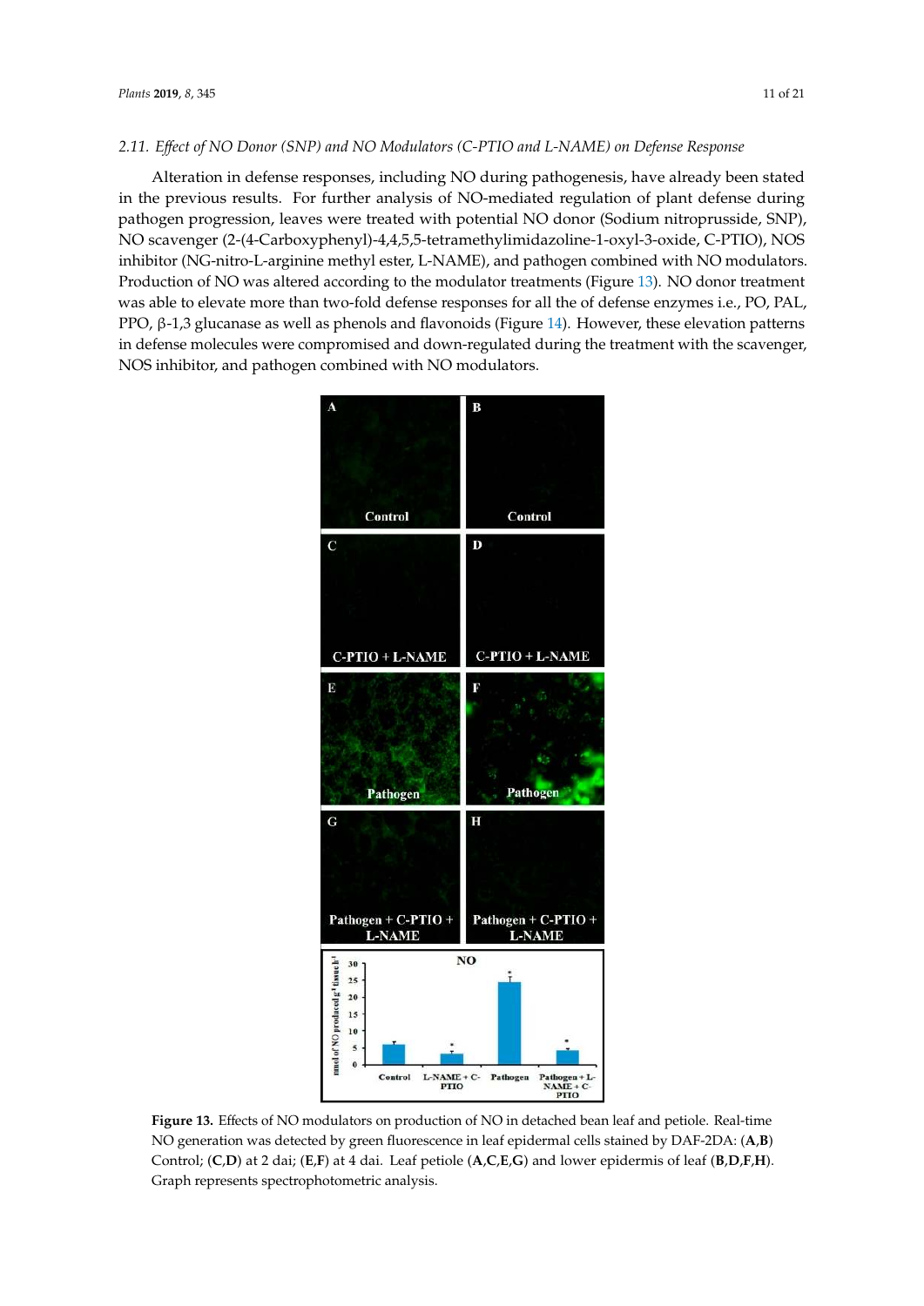### 2.11. Effect of NO Donor (SNP) and NO Modulators (C-PTIO and L-NAME) on Defense Response

Alteration in defense responses, including NO during pathogenesis, have already been stated in the previous results. For further analysis of NO-mediated regulation of plant defense during pathogen progression, leaves were treated with potential NO donor (Sodium nitroprusside, SNP), NO scavenger (2-(4-Carboxyphenyl)-4,4,5,5-tetramethylimidazoline-1-oxyl-3-oxide, C-PTIO), NOS inhibitor (NG-nitro-L-arginine methyl ester, L-NAME), and pathogen combined with NO modulators. Production of NO was altered according to the modulator treatments (Figure 13). NO donor treatment was able to elevate more than two-fold defense responses for all the of defense enzymes i.e., PO, PAL, PPO, β-1,3 glucanase as well as phenols and flavonoids (Figure 14). However, these elevation patterns in defense molecules were compromised and down-regulated during the treatment with the scavenger, NOS inhibitor, and pathogen combined with NO modulators.

**Figure 13.** Effects of NO modulators on production of NO in detached bean leaf and petiole. Real-time NO generation was detected by green fluorescence in leaf epidermal cells stained by DAF-2DA: (**A**,**B**) Control; (**C**,**D**) at 2 dai; (**E**,**F**) at 4 dai. Leaf petiole (**A**,**C**,**E**,**G**) and lower epidermis of leaf (**B**,**D**,**F**,**H**). Graph represents spectrophotometric analysis.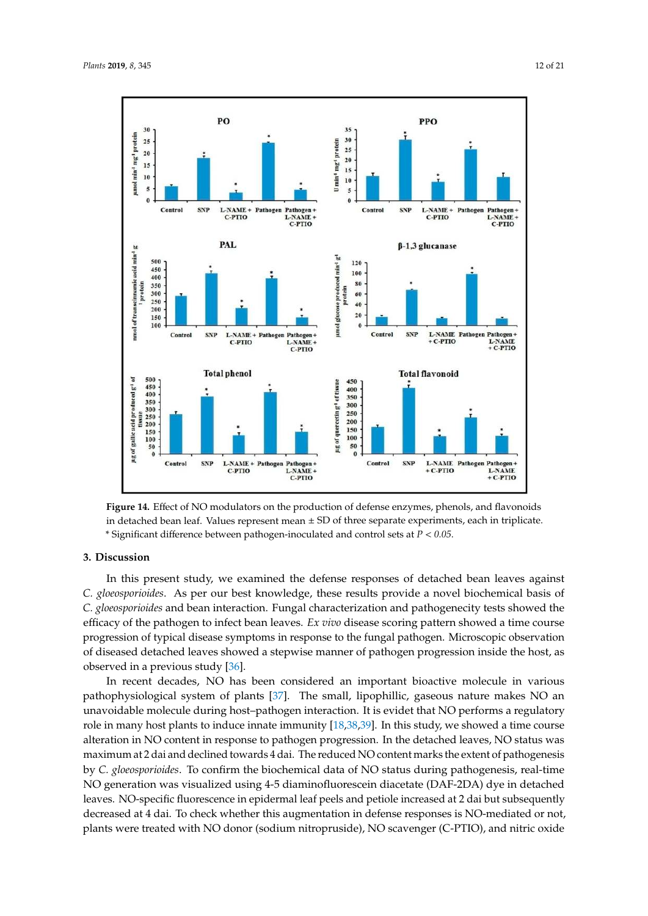**Figure 14.** Effect of NO modulators on the production of defense enzymes, phenols, and flavonoids in detached bean leaf. Values represent mean ± SD of three separate experiments, each in triplicate. * Significant difference between pathogen-inoculated and control sets at *P < 0.05*.

## 3. Discussion

In this present study, we examined the defense responses of detached bean leaves against *C. gloeosporioides*. As per our best knowledge, these results provide a novel biochemical basis of *C. gloeosporioides* and bean interaction. Fungal characterization and pathogenecity tests showed the efficacy of the pathogen to infect bean leaves. *Ex vivo* disease scoring pattern showed a time course progression of typical disease symptoms in response to the fungal pathogen. Microscopic observation of diseased detached leaves showed a stepwise manner of pathogen progression inside the host, as observed in a previous study [36].

In recent decades, NO has been considered an important bioactive molecule in various pathophysiological system of plants [37]. The small, lipophillic, gaseous nature makes NO an unavoidable molecule during host–pathogen interaction. It is evidet that NO performs a regulatory role in many host plants to induce innate immunity [18,38,39]. In this study, we showed a time course alteration in NO content in response to pathogen progression. In the detached leaves, NO status was maximum at 2 dai and declined towards 4 dai. The reduced NO content marks the extent of pathogenesis by *C. gloeosporioides*. To confirm the biochemical data of NO status during pathogenesis, real-time NO generation was visualized using 4-5 diaminofluorescein diacetate (DAF-2DA) dye in detached leaves. NO-specific fluorescence in epidermal leaf peels and petiole increased at 2 dai but subsequently decreased at 4 dai. To check whether this augmentation in defense responses is NO-mediated or not, plants were treated with NO donor (sodium nitroprusside), NO scavenger (C-PTIO), and nitric oxide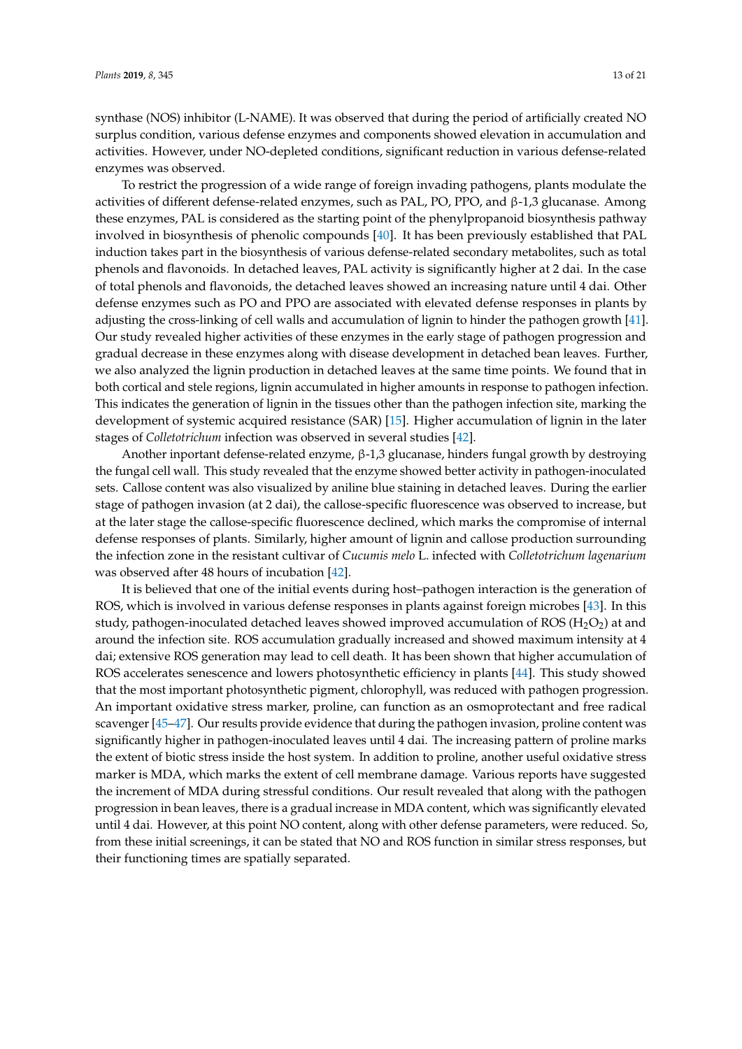synthase (NOS) inhibitor (L-NAME). It was observed that during the period of artificially created NO surplus condition, various defense enzymes and components showed elevation in accumulation and activities. However, under NO-depleted conditions, significant reduction in various defense-related enzymes was observed.

To restrict the progression of a wide range of foreign invading pathogens, plants modulate the activities of different defense-related enzymes, such as PAL, PO, PPO, and β-1,3 glucanase. Among these enzymes, PAL is considered as the starting point of the phenylpropanoid biosynthesis pathway involved in biosynthesis of phenolic compounds [40]. It has been previously established that PAL induction takes part in the biosynthesis of various defense-related secondary metabolites, such as total phenols and flavonoids. In detached leaves, PAL activity is significantly higher at 2 dai. In the case of total phenols and flavonoids, the detached leaves showed an increasing nature until 4 dai. Other defense enzymes such as PO and PPO are associated with elevated defense responses in plants by adjusting the cross-linking of cell walls and accumulation of lignin to hinder the pathogen growth [41]. Our study revealed higher activities of these enzymes in the early stage of pathogen progression and gradual decrease in these enzymes along with disease development in detached bean leaves. Further, we also analyzed the lignin production in detached leaves at the same time points. We found that in both cortical and stele regions, lignin accumulated in higher amounts in response to pathogen infection. This indicates the generation of lignin in the tissues other than the pathogen infection site, marking the development of systemic acquired resistance (SAR) [15]. Higher accumulation of lignin in the later stages of *Colletotrichum* infection was observed in several studies [42].

Another inportant defense-related enzyme, β-1,3 glucanase, hinders fungal growth by destroying the fungal cell wall. This study revealed that the enzyme showed better activity in pathogen-inoculated sets. Callose content was also visualized by aniline blue staining in detached leaves. During the earlier stage of pathogen invasion (at 2 dai), the callose-specific fluorescence was observed to increase, but at the later stage the callose-specific fluorescence declined, which marks the compromise of internal defense responses of plants. Similarly, higher amount of lignin and callose production surrounding the infection zone in the resistant cultivar of *Cucumis melo* L. infected with *Colletotrichum lagenarium* was observed after 48 hours of incubation [42].

It is believed that one of the initial events during host–pathogen interaction is the generation of ROS, which is involved in various defense responses in plants against foreign microbes [43]. In this study, pathogen-inoculated detached leaves showed improved accumulation of ROS ($H_2O_2$) at and around the infection site. ROS accumulation gradually increased and showed maximum intensity at 4 dai; extensive ROS generation may lead to cell death. It has been shown that higher accumulation of ROS accelerates senescence and lowers photosynthetic efficiency in plants [44]. This study showed that the most important photosynthetic pigment, chlorophyll, was reduced with pathogen progression. An important oxidative stress marker, proline, can function as an osmoprotectant and free radical scavenger [45–47]. Our results provide evidence that during the pathogen invasion, proline content was significantly higher in pathogen-inoculated leaves until 4 dai. The increasing pattern of proline marks the extent of biotic stress inside the host system. In addition to proline, another useful oxidative stress marker is MDA, which marks the extent of cell membrane damage. Various reports have suggested the increment of MDA during stressful conditions. Our result revealed that along with the pathogen progression in bean leaves, there is a gradual increase in MDA content, which was significantly elevated until 4 dai. However, at this point NO content, along with other defense parameters, were reduced. So, from these initial screenings, it can be stated that NO and ROS function in similar stress responses, but their functioning times are spatially separated.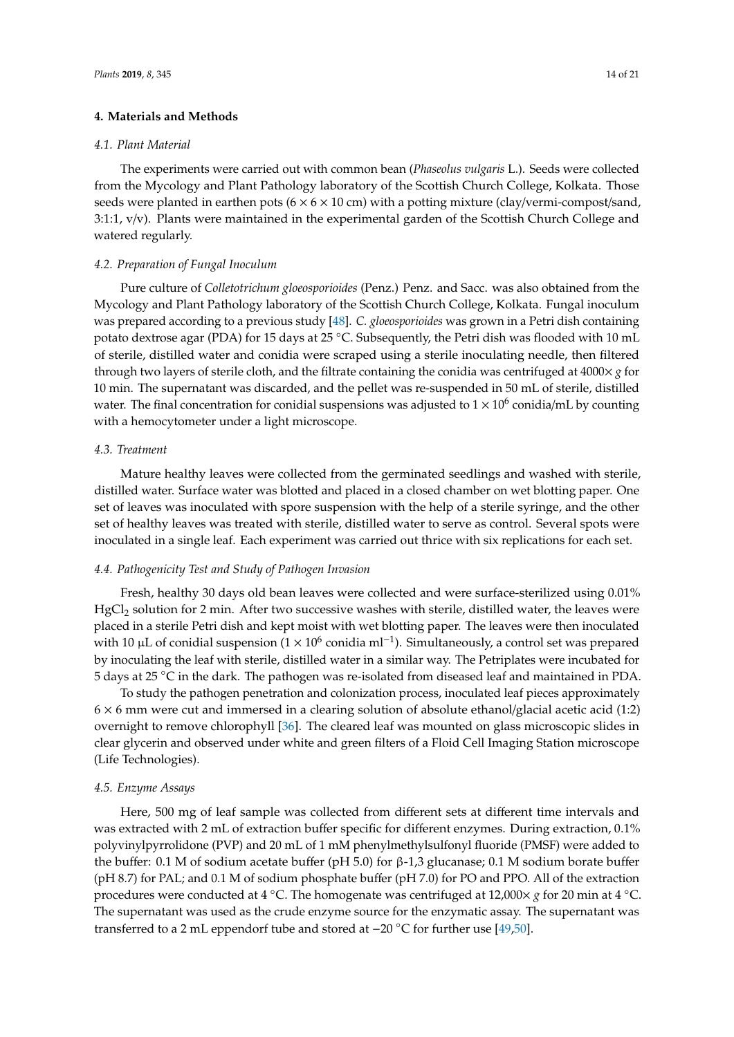## 4. Materials and Methods

### 4.1. Plant Material

The experiments were carried out with common bean (*Phaseolus vulgaris* L.). Seeds were collected from the Mycology and Plant Pathology laboratory of the Scottish Church College, Kolkata. Those seeds were planted in earthen pots ($6 \times 6 \times 10$ cm) with a potting mixture (clay/vermi-compost/sand, 3:1:1, v/v). Plants were maintained in the experimental garden of the Scottish Church College and watered regularly.

### 4.2. Preparation of Fungal Inoculum

Pure culture of *Colletotrichum gloeosporioides* (Penz.) Penz. and Sacc. was also obtained from the Mycology and Plant Pathology laboratory of the Scottish Church College, Kolkata. Fungal inoculum was prepared according to a previous study [48]. *C. gloeosporioides* was grown in a Petri dish containing potato dextrose agar (PDA) for 15 days at 25 °C. Subsequently, the Petri dish was flooded with 10 mL of sterile, distilled water and conidia were scraped using a sterile inoculating needle, then filtered through two layers of sterile cloth, and the filtrate containing the conidia was centrifuged at 4000× *g* for 10 min. The supernatant was discarded, and the pellet was re-suspended in 50 mL of sterile, distilled water. The final concentration for conidial suspensions was adjusted to $1 \times 10^6$ conidia/mL by counting with a hemocytometer under a light microscope.

### 4.3. Treatment

Mature healthy leaves were collected from the germinated seedlings and washed with sterile, distilled water. Surface water was blotted and placed in a closed chamber on wet blotting paper. One set of leaves was inoculated with spore suspension with the help of a sterile syringe, and the other set of healthy leaves was treated with sterile, distilled water to serve as control. Several spots were inoculated in a single leaf. Each experiment was carried out thrice with six replications for each set.

### 4.4. Pathogenicity Test and Study of Pathogen Invasion

Fresh, healthy 30 days old bean leaves were collected and were surface-sterilized using 0.01% $HgCl_2$ solution for 2 min. After two successive washes with sterile, distilled water, the leaves were placed in a sterile Petri dish and kept moist with wet blotting paper. The leaves were then inoculated with 10 µL of conidial suspension ($1 \times 10^6$ conidia ml$^{-1}$). Simultaneously, a control set was prepared by inoculating the leaf with sterile, distilled water in a similar way. The Petriplates were incubated for 5 days at 25 °C in the dark. The pathogen was re-isolated from diseased leaf and maintained in PDA.

To study the pathogen penetration and colonization process, inoculated leaf pieces approximately $6 \times 6$ mm were cut and immersed in a clearing solution of absolute ethanol/glacial acetic acid (1:2) overnight to remove chlorophyll [36]. The cleared leaf was mounted on glass microscopic slides in clear glycerin and observed under white and green filters of a Floid Cell Imaging Station microscope (Life Technologies).

### 4.5. Enzyme Assays

Here, 500 mg of leaf sample was collected from different sets at different time intervals and was extracted with 2 mL of extraction buffer specific for different enzymes. During extraction, 0.1% polyvinylpyrrolidone (PVP) and 20 mL of 1 mM phenylmethylsulfonyl fluoride (PMSF) were added to the buffer: 0.1 M of sodium acetate buffer (pH 5.0) for β-1,3 glucanase; 0.1 M sodium borate buffer (pH 8.7) for PAL; and 0.1 M of sodium phosphate buffer (pH 7.0) for PO and PPO. All of the extraction procedures were conducted at 4 °C. The homogenate was centrifuged at 12,000× *g* for 20 min at 4 °C. The supernatant was used as the crude enzyme source for the enzymatic assay. The supernatant was transferred to a 2 mL eppendorf tube and stored at −20 °C for further use [49,50].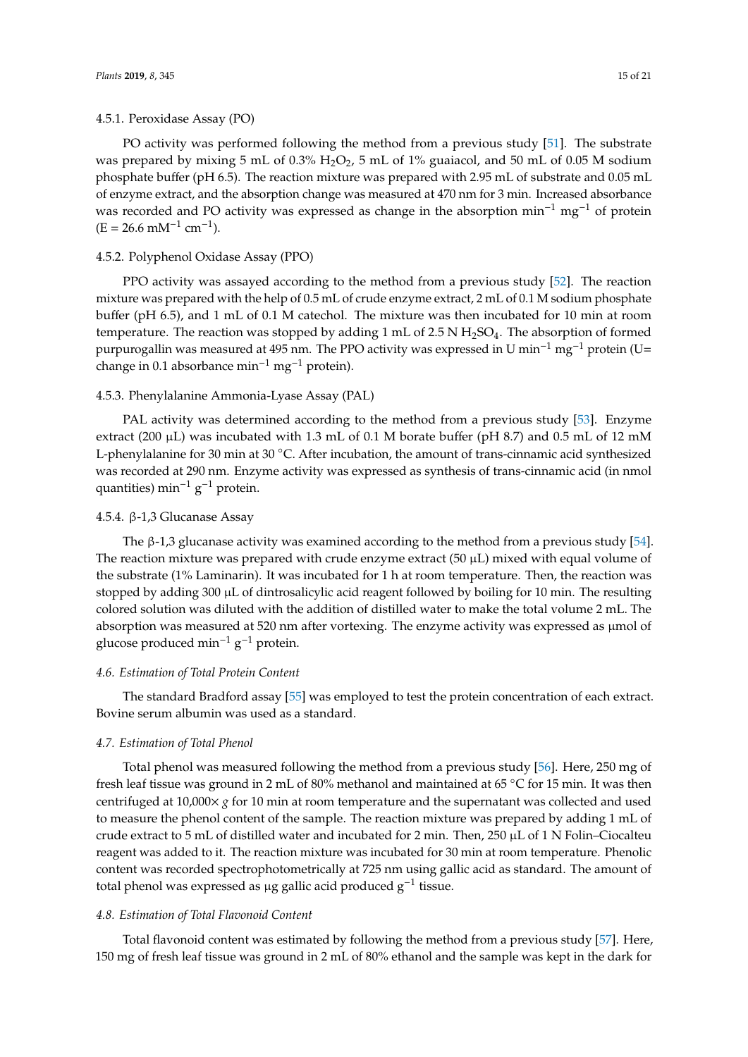#### 4.5.1. Peroxidase Assay (PO)

PO activity was performed following the method from a previous study [51]. The substrate was prepared by mixing 5 mL of 0.3% $H_2O_2$, 5 mL of 1% guaiacol, and 50 mL of 0.05 M sodium phosphate buffer (pH 6.5). The reaction mixture was prepared with 2.95 mL of substrate and 0.05 mL of enzyme extract, and the absorption change was measured at 470 nm for 3 min. Increased absorbance was recorded and PO activity was expressed as change in the absorption $min^{-1}$ $mg^{-1}$ of protein ($E = 26.6\ mM^{-1}\ cm^{-1}$).

#### 4.5.2. Polyphenol Oxidase Assay (PPO)

PPO activity was assayed according to the method from a previous study [52]. The reaction mixture was prepared with the help of 0.5 mL of crude enzyme extract, 2 mL of 0.1 M sodium phosphate buffer (pH 6.5), and 1 mL of 0.1 M catechol. The mixture was then incubated for 10 min at room temperature. The reaction was stopped by adding 1 mL of 2.5 N $H_2SO_4$. The absorption of formed purpurogallin was measured at 495 nm. The PPO activity was expressed in U $min^{-1}$ $mg^{-1}$ protein (U= change in 0.1 absorbance $min^{-1}$ $mg^{-1}$ protein).

#### 4.5.3. Phenylalanine Ammonia-Lyase Assay (PAL)

PAL activity was determined according to the method from a previous study [53]. Enzyme extract (200 μL) was incubated with 1.3 mL of 0.1 M borate buffer (pH 8.7) and 0.5 mL of 12 mM L-phenylalanine for 30 min at 30 °C. After incubation, the amount of trans-cinnamic acid synthesized was recorded at 290 nm. Enzyme activity was expressed as synthesis of trans-cinnamic acid (in nmol quantities) $min^{-1}$ $g^{-1}$ protein.

#### 4.5.4. β-1,3 Glucanase Assay

The β-1,3 glucanase activity was examined according to the method from a previous study [54]. The reaction mixture was prepared with crude enzyme extract (50 μL) mixed with equal volume of the substrate (1% Laminarin). It was incubated for 1 h at room temperature. Then, the reaction was stopped by adding 300 μL of dintrosalicylic acid reagent followed by boiling for 10 min. The resulting colored solution was diluted with the addition of distilled water to make the total volume 2 mL. The absorption was measured at 520 nm after vortexing. The enzyme activity was expressed as μmol of glucose produced $min^{-1}$ $g^{-1}$ protein.

### *4.6. Estimation of Total Protein Content*

The standard Bradford assay [55] was employed to test the protein concentration of each extract. Bovine serum albumin was used as a standard.

### *4.7. Estimation of Total Phenol*

Total phenol was measured following the method from a previous study [56]. Here, 250 mg of fresh leaf tissue was ground in 2 mL of 80% methanol and maintained at 65 °C for 15 min. It was then centrifuged at 10,000× *g* for 10 min at room temperature and the supernatant was collected and used to measure the phenol content of the sample. The reaction mixture was prepared by adding 1 mL of crude extract to 5 mL of distilled water and incubated for 2 min. Then, 250 μL of 1 N Folin–Ciocalteu reagent was added to it. The reaction mixture was incubated for 30 min at room temperature. Phenolic content was recorded spectrophotometrically at 725 nm using gallic acid as standard. The amount of total phenol was expressed as μg gallic acid produced $g^{-1}$ tissue.

### *4.8. Estimation of Total Flavonoid Content*

Total flavonoid content was estimated by following the method from a previous study [57]. Here, 150 mg of fresh leaf tissue was ground in 2 mL of 80% ethanol and the sample was kept in the dark for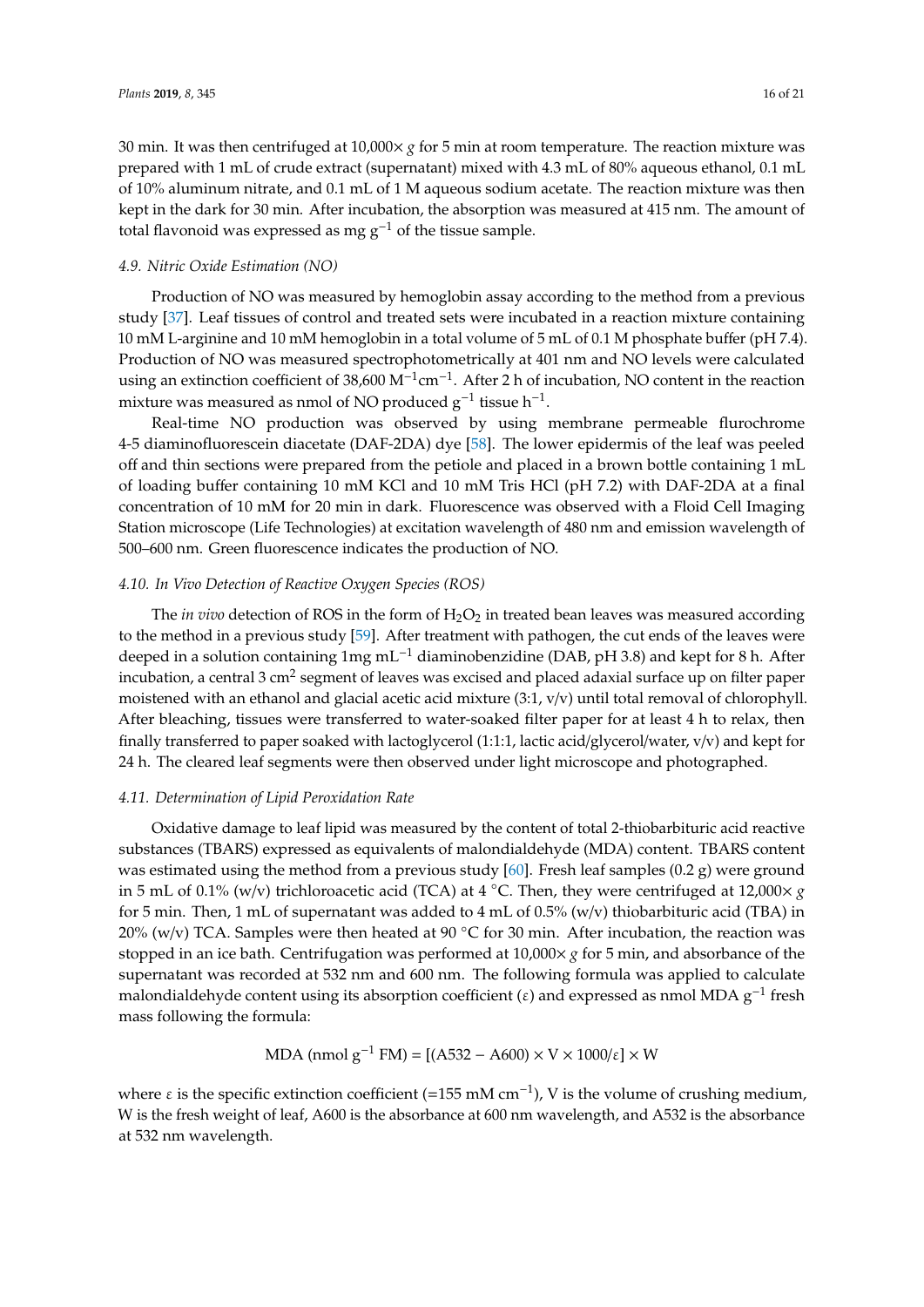30 min. It was then centrifuged at 10,000× *g* for 5 min at room temperature. The reaction mixture was prepared with 1 mL of crude extract (supernatant) mixed with 4.3 mL of 80% aqueous ethanol, 0.1 mL of 10% aluminum nitrate, and 0.1 mL of 1 M aqueous sodium acetate. The reaction mixture was then kept in the dark for 30 min. After incubation, the absorption was measured at 415 nm. The amount of total flavonoid was expressed as mg $g^{-1}$ of the tissue sample.

### *4.9. Nitric Oxide Estimation (NO)*

Production of NO was measured by hemoglobin assay according to the method from a previous study [37]. Leaf tissues of control and treated sets were incubated in a reaction mixture containing 10 mM L-arginine and 10 mM hemoglobin in a total volume of 5 mL of 0.1 M phosphate buffer (pH 7.4). Production of NO was measured spectrophotometrically at 401 nm and NO levels were calculated using an extinction coefficient of 38,600 $M^{-1}cm^{-1}$. After 2 h of incubation, NO content in the reaction mixture was measured as nmol of NO produced $g^{-1}$ tissue $h^{-1}$.

Real-time NO production was observed by using membrane permeable flurochrome 4-5 diaminofluorescein diacetate (DAF-2DA) dye [58]. The lower epidermis of the leaf was peeled off and thin sections were prepared from the petiole and placed in a brown bottle containing 1 mL of loading buffer containing 10 mM KCl and 10 mM Tris HCl (pH 7.2) with DAF-2DA at a final concentration of 10 mM for 20 min in dark. Fluorescence was observed with a Floid Cell Imaging Station microscope (Life Technologies) at excitation wavelength of 480 nm and emission wavelength of 500–600 nm. Green fluorescence indicates the production of NO.

### *4.10. In Vivo Detection of Reactive Oxygen Species (ROS)*

The *in vivo* detection of ROS in the form of $H_2O_2$ in treated bean leaves was measured according to the method in a previous study [59]. After treatment with pathogen, the cut ends of the leaves were deeped in a solution containing 1mg $mL^{-1}$ diaminobenzidine (DAB, pH 3.8) and kept for 8 h. After incubation, a central 3 $cm^2$ segment of leaves was excised and placed adaxial surface up on filter paper moistened with an ethanol and glacial acetic acid mixture (3:1, v/v) until total removal of chlorophyll. After bleaching, tissues were transferred to water-soaked filter paper for at least 4 h to relax, then finally transferred to paper soaked with lactoglycerol (1:1:1, lactic acid/glycerol/water, v/v) and kept for 24 h. The cleared leaf segments were then observed under light microscope and photographed.

### *4.11. Determination of Lipid Peroxidation Rate*

Oxidative damage to leaf lipid was measured by the content of total 2-thiobarbituric acid reactive substances (TBARS) expressed as equivalents of malondialdehyde (MDA) content. TBARS content was estimated using the method from a previous study [60]. Fresh leaf samples (0.2 g) were ground in 5 mL of 0.1% (w/v) trichloroacetic acid (TCA) at 4 °C. Then, they were centrifuged at 12,000× *g* for 5 min. Then, 1 mL of supernatant was added to 4 mL of 0.5% (w/v) thiobarbituric acid (TBA) in 20% (w/v) TCA. Samples were then heated at 90 °C for 30 min. After incubation, the reaction was stopped in an ice bath. Centrifugation was performed at 10,000× *g* for 5 min, and absorbance of the supernatant was recorded at 532 nm and 600 nm. The following formula was applied to calculate malondialdehyde content using its absorption coefficient ($\varepsilon$) and expressed as nmol MDA $g^{-1}$ fresh mass following the formula:

$$\text{MDA (nmol g}^{-1}\text{ FM)} = [(\text{A532} - \text{A600}) \times \text{V} \times 1000/\varepsilon] \times \text{W}$$

where $\varepsilon$ is the specific extinction coefficient (=155 mM $cm^{-1}$), V is the volume of crushing medium, W is the fresh weight of leaf, A600 is the absorbance at 600 nm wavelength, and A532 is the absorbance at 532 nm wavelength.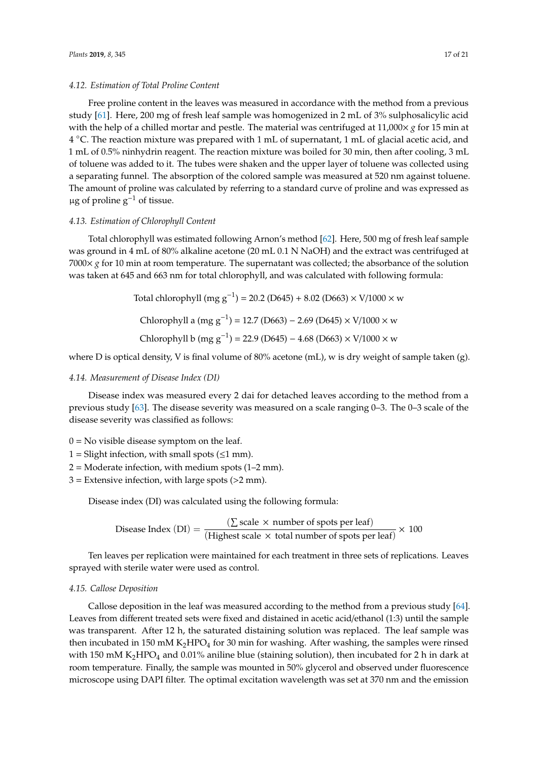### 4.12. Estimation of Total Proline Content

Free proline content in the leaves was measured in accordance with the method from a previous study [61]. Here, 200 mg of fresh leaf sample was homogenized in 2 mL of 3% sulphosalicylic acid with the help of a chilled mortar and pestle. The material was centrifuged at 11,000× *g* for 15 min at 4 °C. The reaction mixture was prepared with 1 mL of supernatant, 1 mL of glacial acetic acid, and 1 mL of 0.5% ninhydrin reagent. The reaction mixture was boiled for 30 min, then after cooling, 3 mL of toluene was added to it. The tubes were shaken and the upper layer of toluene was collected using a separating funnel. The absorption of the colored sample was measured at 520 nm against toluene. The amount of proline was calculated by referring to a standard curve of proline and was expressed as µg of proline $g^{-1}$ of tissue.

### 4.13. Estimation of Chlorophyll Content

Total chlorophyll was estimated following Arnon's method [62]. Here, 500 mg of fresh leaf sample was ground in 4 mL of 80% alkaline acetone (20 mL 0.1 N NaOH) and the extract was centrifuged at 7000× *g* for 10 min at room temperature. The supernatant was collected; the absorbance of the solution was taken at 645 and 663 nm for total chlorophyll, and was calculated with following formula:

$$\text{Total chlorophyll (mg g}^{-1}\text{)} = 20.2\ (\text{D645}) + 8.02\ (\text{D663}) \times \text{V}/1000 \times \text{w}$$

$$\text{Chlorophyll a (mg g}^{-1}\text{)} = 12.7\ (\text{D663}) - 2.69\ (\text{D645}) \times \text{V}/1000 \times \text{w}$$

$$\text{Chlorophyll b (mg g}^{-1}\text{)} = 22.9\ (\text{D645}) - 4.68\ (\text{D663}) \times \text{V}/1000 \times \text{w}$$

where D is optical density, V is final volume of 80% acetone (mL), w is dry weight of sample taken (g).

### 4.14. Measurement of Disease Index (DI)

Disease index was measured every 2 dai for detached leaves according to the method from a previous study [63]. The disease severity was measured on a scale ranging 0–3. The 0–3 scale of the disease severity was classified as follows:

0 = No visible disease symptom on the leaf.
1 = Slight infection, with small spots (≤1 mm).
2 = Moderate infection, with medium spots (1–2 mm).
3 = Extensive infection, with large spots (>2 mm).

Disease index (DI) was calculated using the following formula:

$$\text{Disease Index (DI)} = \frac{(\sum \text{scale} \times \text{number of spots per leaf})}{(\text{Highest scale} \times \text{total number of spots per leaf})} \times 100$$

Ten leaves per replication were maintained for each treatment in three sets of replications. Leaves sprayed with sterile water were used as control.

### 4.15. Callose Deposition

Callose deposition in the leaf was measured according to the method from a previous study [64]. Leaves from different treated sets were fixed and distained in acetic acid/ethanol (1:3) until the sample was transparent. After 12 h, the saturated distaining solution was replaced. The leaf sample was then incubated in 150 mM $K_2HPO_4$ for 30 min for washing. After washing, the samples were rinsed with 150 mM $K_2HPO_4$ and 0.01% aniline blue (staining solution), then incubated for 2 h in dark at room temperature. Finally, the sample was mounted in 50% glycerol and observed under fluorescence microscope using DAPI filter. The optimal excitation wavelength was set at 370 nm and the emission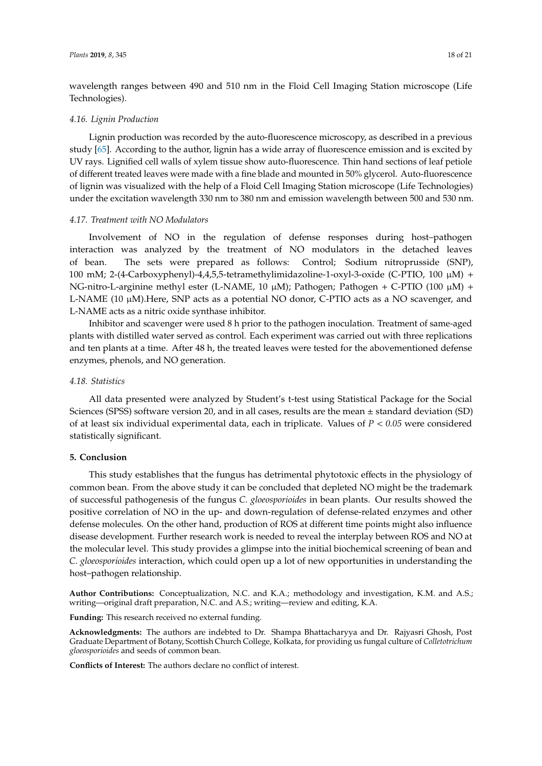wavelength ranges between 490 and 510 nm in the Floid Cell Imaging Station microscope (Life Technologies).

### 4.16. Lignin Production

Lignin production was recorded by the auto-fluorescence microscopy, as described in a previous study [65]. According to the author, lignin has a wide array of fluorescence emission and is excited by UV rays. Lignified cell walls of xylem tissue show auto-fluorescence. Thin hand sections of leaf petiole of different treated leaves were made with a fine blade and mounted in 50% glycerol. Auto-fluorescence of lignin was visualized with the help of a Floid Cell Imaging Station microscope (Life Technologies) under the excitation wavelength 330 nm to 380 nm and emission wavelength between 500 and 530 nm.

### 4.17. Treatment with NO Modulators

Involvement of NO in the regulation of defense responses during host–pathogen interaction was analyzed by the treatment of NO modulators in the detached leaves of bean. The sets were prepared as follows: Control; Sodium nitroprusside (SNP), 100 mM; 2-(4-Carboxyphenyl)-4,4,5,5-tetramethylimidazoline-1-oxyl-3-oxide (C-PTIO, 100 μM) + NG-nitro-L-arginine methyl ester (L-NAME, 10 μM); Pathogen; Pathogen + C-PTIO (100 μM) + L-NAME (10 μM).Here, SNP acts as a potential NO donor, C-PTIO acts as a NO scavenger, and L-NAME acts as a nitric oxide synthase inhibitor.

Inhibitor and scavenger were used 8 h prior to the pathogen inoculation. Treatment of same-aged plants with distilled water served as control. Each experiment was carried out with three replications and ten plants at a time. After 48 h, the treated leaves were tested for the abovementioned defense enzymes, phenols, and NO generation.

### 4.18. Statistics

All data presented were analyzed by Student's t-test using Statistical Package for the Social Sciences (SPSS) software version 20, and in all cases, results are the mean ± standard deviation (SD) of at least six individual experimental data, each in triplicate. Values of $P < 0.05$ were considered statistically significant.

## 5. Conclusion

This study establishes that the fungus has detrimental phytotoxic effects in the physiology of common bean. From the above study it can be concluded that depleted NO might be the trademark of successful pathogenesis of the fungus *C. gloeosporioides* in bean plants. Our results showed the positive correlation of NO in the up- and down-regulation of defense-related enzymes and other defense molecules. On the other hand, production of ROS at different time points might also influence disease development. Further research work is needed to reveal the interplay between ROS and NO at the molecular level. This study provides a glimpse into the initial biochemical screening of bean and *C. gloeosporioides* interaction, which could open up a lot of new opportunities in understanding the host–pathogen relationship.

**Author Contributions:** Conceptualization, N.C. and K.A.; methodology and investigation, K.M. and A.S.; writing—original draft preparation, N.C. and A.S.; writing—review and editing, K.A.

**Funding:** This research received no external funding.

**Acknowledgments:** The authors are indebted to Dr. Shampa Bhattacharyya and Dr. Rajyasri Ghosh, Post Graduate Department of Botany, Scottish Church College, Kolkata, for providing us fungal culture of *Colletotrichum gloeosporioides* and seeds of common bean.

**Conflicts of Interest:** The authors declare no conflict of interest.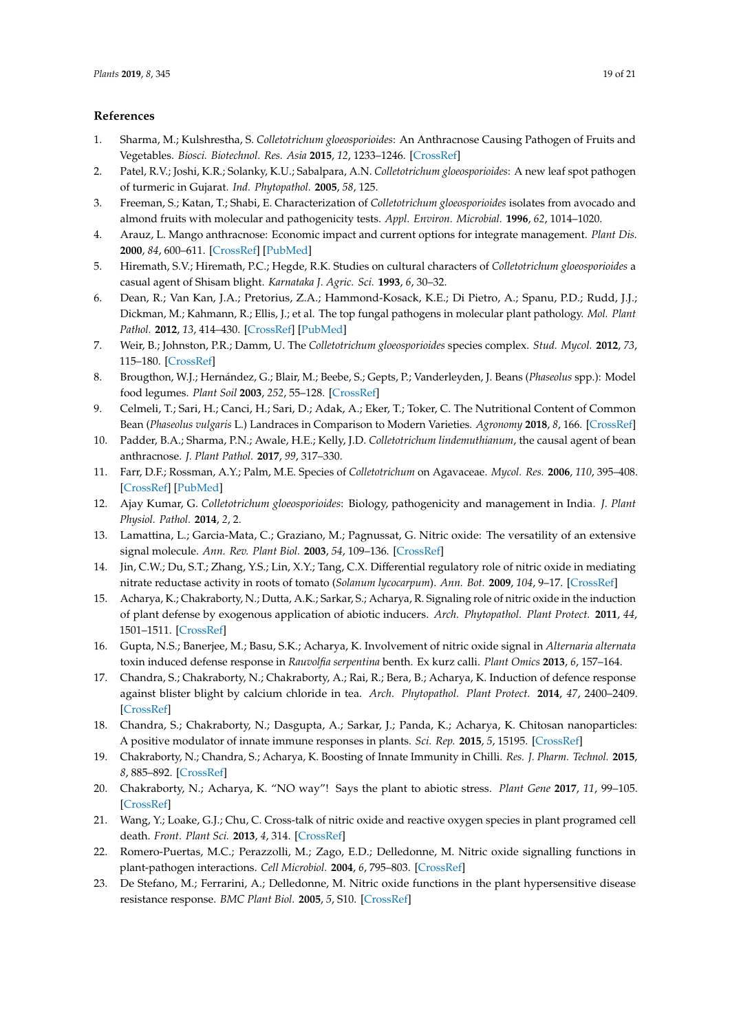## References

1. Sharma, M.; Kulshrestha, S. *Colletotrichum gloeosporioides*: An Anthracnose Causing Pathogen of Fruits and Vegetables. *Biosci. Biotechnol. Res. Asia* **2015**, *12*, 1233–1246. [CrossRef]
2. Patel, R.V.; Joshi, K.R.; Solanky, K.U.; Sabalpara, A.N. *Colletotrichum gloeosporioides*: A new leaf spot pathogen of turmeric in Gujarat. *Ind. Phytopathol.* **2005**, *58*, 125.
3. Freeman, S.; Katan, T.; Shabi, E. Characterization of *Colletotrichum gloeosporioides* isolates from avocado and almond fruits with molecular and pathogenicity tests. *Appl. Environ. Microbial.* **1996**, *62*, 1014–1020.
4. Arauz, L. Mango anthracnose: Economic impact and current options for integrate management. *Plant Dis.* **2000**, *84*, 600–611. [CrossRef] [PubMed]
5. Hiremath, S.V.; Hiremath, P.C.; Hegde, R.K. Studies on cultural characters of *Colletotrichum gloeosporioides* a casual agent of Shisam blight. *Karnataka J. Agric. Sci.* **1993**, *6*, 30–32.
6. Dean, R.; Van Kan, J.A.; Pretorius, Z.A.; Hammond-Kosack, K.E.; Di Pietro, A.; Spanu, P.D.; Rudd, J.J.; Dickman, M.; Kahmann, R.; Ellis, J.; et al. The top fungal pathogens in molecular plant pathology. *Mol. Plant Pathol.* **2012**, *13*, 414–430. [CrossRef] [PubMed]
7. Weir, B.; Johnston, P.R.; Damm, U. The *Colletotrichum gloeosporioides* species complex. *Stud. Mycol.* **2012**, *73*, 115–180. [CrossRef]
8. Brougthon, W.J.; Hernández, G.; Blair, M.; Beebe, S.; Gepts, P.; Vanderleyden, J. Beans (*Phaseolus* spp.): Model food legumes. *Plant Soil* **2003**, *252*, 55–128. [CrossRef]
9. Celmeli, T.; Sari, H.; Canci, H.; Sari, D.; Adak, A.; Eker, T.; Toker, C. The Nutritional Content of Common Bean (*Phaseolus vulgaris* L.) Landraces in Comparison to Modern Varieties. *Agronomy* **2018**, *8*, 166. [CrossRef]
10. Padder, B.A.; Sharma, P.N.; Awale, H.E.; Kelly, J.D. *Colletotrichum lindemuthianum*, the causal agent of bean anthracnose. *J. Plant Pathol.* **2017**, *99*, 317–330.
11. Farr, D.F.; Rossman, A.Y.; Palm, M.E. Species of *Colletotrichum* on Agavaceae. *Mycol. Res.* **2006**, *110*, 395–408. [CrossRef] [PubMed]
12. Ajay Kumar, G. *Colletotrichum gloeosporioides*: Biology, pathogenicity and management in India. *J. Plant Physiol. Pathol.* **2014**, *2*, 2.
13. Lamattina, L.; Garcia-Mata, C.; Graziano, M.; Pagnussat, G. Nitric oxide: The versatility of an extensive signal molecule. *Ann. Rev. Plant Biol.* **2003**, *54*, 109–136. [CrossRef]
14. Jin, C.W.; Du, S.T.; Zhang, Y.S.; Lin, X.Y.; Tang, C.X. Differential regulatory role of nitric oxide in mediating nitrate reductase activity in roots of tomato (*Solanum lycocarpum*). *Ann. Bot.* **2009**, *104*, 9–17. [CrossRef]
15. Acharya, K.; Chakraborty, N.; Dutta, A.K.; Sarkar, S.; Acharya, R. Signaling role of nitric oxide in the induction of plant defense by exogenous application of abiotic inducers. *Arch. Phytopathol. Plant Protect.* **2011**, *44*, 1501–1511. [CrossRef]
16. Gupta, N.S.; Banerjee, M.; Basu, S.K.; Acharya, K. Involvement of nitric oxide signal in *Alternaria alternata* toxin induced defense response in *Rauvolfia serpentina* benth. Ex kurz calli. *Plant Omics* **2013**, *6*, 157–164.
17. Chandra, S.; Chakraborty, N.; Chakraborty, A.; Rai, R.; Bera, B.; Acharya, K. Induction of defence response against blister blight by calcium chloride in tea. *Arch. Phytopathol. Plant Protect.* **2014**, *47*, 2400–2409. [CrossRef]
18. Chandra, S.; Chakraborty, N.; Dasgupta, A.; Sarkar, J.; Panda, K.; Acharya, K. Chitosan nanoparticles: A positive modulator of innate immune responses in plants. *Sci. Rep.* **2015**, *5*, 15195. [CrossRef]
19. Chakraborty, N.; Chandra, S.; Acharya, K. Boosting of Innate Immunity in Chilli. *Res. J. Pharm. Technol.* **2015**, *8*, 885–892. [CrossRef]
20. Chakraborty, N.; Acharya, K. "NO way"! Says the plant to abiotic stress. *Plant Gene* **2017**, *11*, 99–105. [CrossRef]
21. Wang, Y.; Loake, G.J.; Chu, C. Cross-talk of nitric oxide and reactive oxygen species in plant programed cell death. *Front. Plant Sci.* **2013**, *4*, 314. [CrossRef]
22. Romero-Puertas, M.C.; Perazzolli, M.; Zago, E.D.; Delledonne, M. Nitric oxide signalling functions in plant-pathogen interactions. *Cell Microbiol.* **2004**, *6*, 795–803. [CrossRef]
23. De Stefano, M.; Ferrarini, A.; Delledonne, M. Nitric oxide functions in the plant hypersensitive disease resistance response. *BMC Plant Biol.* **2005**, *5*, S10. [CrossRef]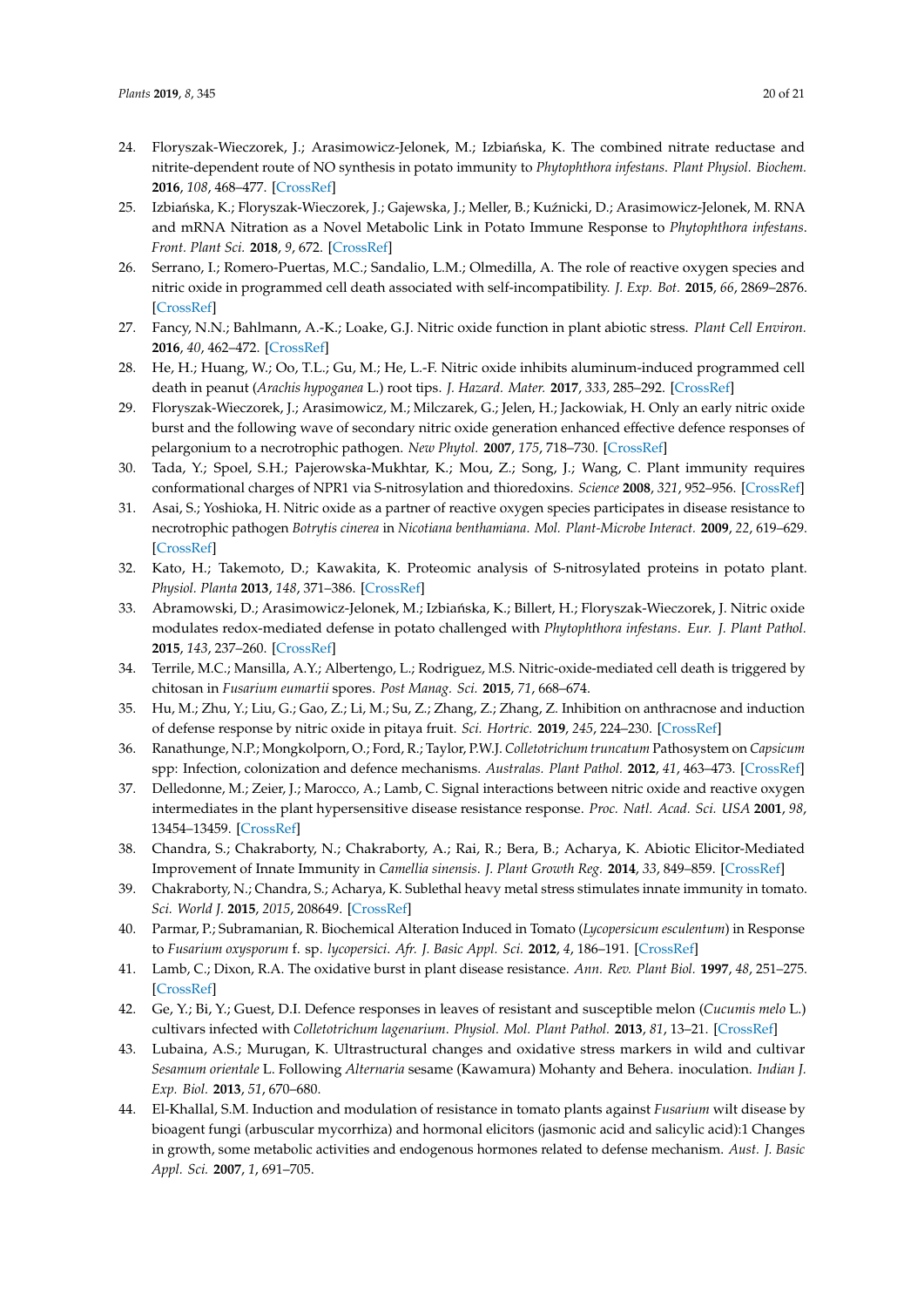24. Floryszak-Wieczorek, J.; Arasimowicz-Jelonek, M.; Izbiańska, K. The combined nitrate reductase and nitrite-dependent route of NO synthesis in potato immunity to *Phytophthora infestans*. *Plant Physiol. Biochem.* **2016**, *108*, 468–477. [CrossRef]
25. Izbiańska, K.; Floryszak-Wieczorek, J.; Gajewska, J.; Meller, B.; Kuźnicki, D.; Arasimowicz-Jelonek, M. RNA and mRNA Nitration as a Novel Metabolic Link in Potato Immune Response to *Phytophthora infestans*. *Front. Plant Sci.* **2018**, *9*, 672. [CrossRef]
26. Serrano, I.; Romero-Puertas, M.C.; Sandalio, L.M.; Olmedilla, A. The role of reactive oxygen species and nitric oxide in programmed cell death associated with self-incompatibility. *J. Exp. Bot.* **2015**, *66*, 2869–2876. [CrossRef]
27. Fancy, N.N.; Bahlmann, A.-K.; Loake, G.J. Nitric oxide function in plant abiotic stress. *Plant Cell Environ.* **2016**, *40*, 462–472. [CrossRef]
28. He, H.; Huang, W.; Oo, T.L.; Gu, M.; He, L.-F. Nitric oxide inhibits aluminum-induced programmed cell death in peanut (*Arachis hypoganea* L.) root tips. *J. Hazard. Mater.* **2017**, *333*, 285–292. [CrossRef]
29. Floryszak-Wieczorek, J.; Arasimowicz, M.; Milczarek, G.; Jelen, H.; Jackowiak, H. Only an early nitric oxide burst and the following wave of secondary nitric oxide generation enhanced effective defence responses of pelargonium to a necrotrophic pathogen. *New Phytol.* **2007**, *175*, 718–730. [CrossRef]
30. Tada, Y.; Spoel, S.H.; Pajerowska-Mukhtar, K.; Mou, Z.; Song, J.; Wang, C. Plant immunity requires conformational charges of NPR1 via S-nitrosylation and thioredoxins. *Science* **2008**, *321*, 952–956. [CrossRef]
31. Asai, S.; Yoshioka, H. Nitric oxide as a partner of reactive oxygen species participates in disease resistance to necrotrophic pathogen *Botrytis cinerea* in *Nicotiana benthamiana*. *Mol. Plant-Microbe Interact.* **2009**, *22*, 619–629. [CrossRef]
32. Kato, H.; Takemoto, D.; Kawakita, K. Proteomic analysis of S-nitrosylated proteins in potato plant. *Physiol. Planta* **2013**, *148*, 371–386. [CrossRef]
33. Abramowski, D.; Arasimowicz-Jelonek, M.; Izbiańska, K.; Billert, H.; Floryszak-Wieczorek, J. Nitric oxide modulates redox-mediated defense in potato challenged with *Phytophthora infestans*. *Eur. J. Plant Pathol.* **2015**, *143*, 237–260. [CrossRef]
34. Terrile, M.C.; Mansilla, A.Y.; Albertengo, L.; Rodriguez, M.S. Nitric-oxide-mediated cell death is triggered by chitosan in *Fusarium eumartii* spores. *Post Manag. Sci.* **2015**, *71*, 668–674.
35. Hu, M.; Zhu, Y.; Liu, G.; Gao, Z.; Li, M.; Su, Z.; Zhang, Z.; Zhang, Z. Inhibition on anthracnose and induction of defense response by nitric oxide in pitaya fruit. *Sci. Hortric.* **2019**, *245*, 224–230. [CrossRef]
36. Ranathunge, N.P.; Mongkolporn, O.; Ford, R.; Taylor, P.W.J. *Colletotrichum truncatum* Pathosystem on *Capsicum* spp: Infection, colonization and defence mechanisms. *Australas. Plant Pathol.* **2012**, *41*, 463–473. [CrossRef]
37. Delledonne, M.; Zeier, J.; Marocco, A.; Lamb, C. Signal interactions between nitric oxide and reactive oxygen intermediates in the plant hypersensitive disease resistance response. *Proc. Natl. Acad. Sci. USA* **2001**, *98*, 13454–13459. [CrossRef]
38. Chandra, S.; Chakraborty, N.; Chakraborty, A.; Rai, R.; Bera, B.; Acharya, K. Abiotic Elicitor-Mediated Improvement of Innate Immunity in *Camellia sinensis*. *J. Plant Growth Reg.* **2014**, *33*, 849–859. [CrossRef]
39. Chakraborty, N.; Chandra, S.; Acharya, K. Sublethal heavy metal stress stimulates innate immunity in tomato. *Sci. World J.* **2015**, *2015*, 208649. [CrossRef]
40. Parmar, P.; Subramanian, R. Biochemical Alteration Induced in Tomato (*Lycopersicum esculentum*) in Response to *Fusarium oxysporum* f. sp. *lycopersici*. *Afr. J. Basic Appl. Sci.* **2012**, *4*, 186–191. [CrossRef]
41. Lamb, C.; Dixon, R.A. The oxidative burst in plant disease resistance. *Ann. Rev. Plant Biol.* **1997**, *48*, 251–275. [CrossRef]
42. Ge, Y.; Bi, Y.; Guest, D.I. Defence responses in leaves of resistant and susceptible melon (*Cucumis melo* L.) cultivars infected with *Colletotrichum lagenarium*. *Physiol. Mol. Plant Pathol.* **2013**, *81*, 13–21. [CrossRef]
43. Lubaina, A.S.; Murugan, K. Ultrastructural changes and oxidative stress markers in wild and cultivar *Sesamum orientale* L. Following *Alternaria* sesame (Kawamura) Mohanty and Behera. inoculation. *Indian J. Exp. Biol.* **2013**, *51*, 670–680.
44. El-Khallal, S.M. Induction and modulation of resistance in tomato plants against *Fusarium* wilt disease by bioagent fungi (arbuscular mycorrhiza) and hormonal elicitors (jasmonic acid and salicylic acid):1 Changes in growth, some metabolic activities and endogenous hormones related to defense mechanism. *Aust. J. Basic Appl. Sci.* **2007**, *1*, 691–705.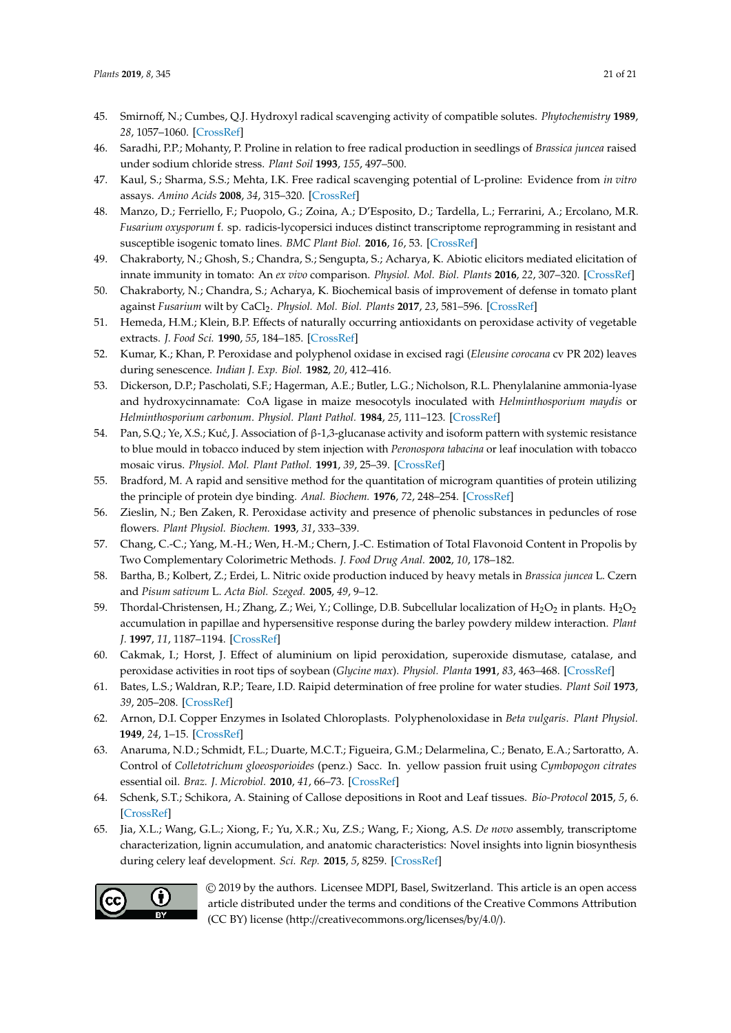45. Smirnoff, N.; Cumbes, Q.J. Hydroxyl radical scavenging activity of compatible solutes. *Phytochemistry* **1989**, *28*, 1057–1060. [CrossRef]
46. Saradhi, P.P.; Mohanty, P. Proline in relation to free radical production in seedlings of *Brassica juncea* raised under sodium chloride stress. *Plant Soil* **1993**, *155*, 497–500.
47. Kaul, S.; Sharma, S.S.; Mehta, I.K. Free radical scavenging potential of L-proline: Evidence from *in vitro* assays. *Amino Acids* **2008**, *34*, 315–320. [CrossRef]
48. Manzo, D.; Ferriello, F.; Puopolo, G.; Zoina, A.; D'Esposito, D.; Tardella, L.; Ferrarini, A.; Ercolano, M.R. *Fusarium oxysporum* f. sp. radicis-lycopersici induces distinct transcriptome reprogramming in resistant and susceptible isogenic tomato lines. *BMC Plant Biol.* **2016**, *16*, 53. [CrossRef]
49. Chakraborty, N.; Ghosh, S.; Chandra, S.; Sengupta, S.; Acharya, K. Abiotic elicitors mediated elicitation of innate immunity in tomato: An *ex vivo* comparison. *Physiol. Mol. Biol. Plants* **2016**, *22*, 307–320. [CrossRef]
50. Chakraborty, N.; Chandra, S.; Acharya, K. Biochemical basis of improvement of defense in tomato plant against *Fusarium* wilt by $CaCl_2$. *Physiol. Mol. Biol. Plants* **2017**, *23*, 581–596. [CrossRef]
51. Hemeda, H.M.; Klein, B.P. Effects of naturally occurring antioxidants on peroxidase activity of vegetable extracts. *J. Food Sci.* **1990**, *55*, 184–185. [CrossRef]
52. Kumar, K.; Khan, P. Peroxidase and polyphenol oxidase in excised ragi (*Eleusine corocana* cv PR 202) leaves during senescence. *Indian J. Exp. Biol.* **1982**, *20*, 412–416.
53. Dickerson, D.P.; Pascholati, S.F.; Hagerman, A.E.; Butler, L.G.; Nicholson, R.L. Phenylalanine ammonia-lyase and hydroxycinnamate: CoA ligase in maize mesocotyls inoculated with *Helminthosporium maydis* or *Helminthosporium carbonum*. *Physiol. Plant Pathol.* **1984**, *25*, 111–123. [CrossRef]
54. Pan, S.Q.; Ye, X.S.; Kuć, J. Association of β-1,3-glucanase activity and isoform pattern with systemic resistance to blue mould in tobacco induced by stem injection with *Peronospora tabacina* or leaf inoculation with tobacco mosaic virus. *Physiol. Mol. Plant Pathol.* **1991**, *39*, 25–39. [CrossRef]
55. Bradford, M. A rapid and sensitive method for the quantitation of microgram quantities of protein utilizing the principle of protein dye binding. *Anal. Biochem.* **1976**, *72*, 248–254. [CrossRef]
56. Zieslin, N.; Ben Zaken, R. Peroxidase activity and presence of phenolic substances in peduncles of rose flowers. *Plant Physiol. Biochem.* **1993**, *31*, 333–339.
57. Chang, C.-C.; Yang, M.-H.; Wen, H.-M.; Chern, J.-C. Estimation of Total Flavonoid Content in Propolis by Two Complementary Colorimetric Methods. *J. Food Drug Anal.* **2002**, *10*, 178–182.
58. Bartha, B.; Kolbert, Z.; Erdei, L. Nitric oxide production induced by heavy metals in *Brassica juncea* L. Czern and *Pisum sativum* L. *Acta Biol. Szeged.* **2005**, *49*, 9–12.
59. Thordal-Christensen, H.; Zhang, Z.; Wei, Y.; Collinge, D.B. Subcellular localization of $H_2O_2$ in plants. $H_2O_2$ accumulation in papillae and hypersensitive response during the barley powdery mildew interaction. *Plant J.* **1997**, *11*, 1187–1194. [CrossRef]
60. Cakmak, I.; Horst, J. Effect of aluminium on lipid peroxidation, superoxide dismutase, catalase, and peroxidase activities in root tips of soybean (*Glycine max*). *Physiol. Planta* **1991**, *83*, 463–468. [CrossRef]
61. Bates, L.S.; Waldran, R.P.; Teare, I.D. Raipid determination of free proline for water studies. *Plant Soil* **1973**, *39*, 205–208. [CrossRef]
62. Arnon, D.I. Copper Enzymes in Isolated Chloroplasts. Polyphenoloxidase in *Beta vulgaris*. *Plant Physiol.* **1949**, *24*, 1–15. [CrossRef]
63. Anaruma, N.D.; Schmidt, F.L.; Duarte, M.C.T.; Figueira, G.M.; Delarmelina, C.; Benato, E.A.; Sartoratto, A. Control of *Colletotrichum gloeosporioides* (penz.) Sacc. In. yellow passion fruit using *Cymbopogon citrates* essential oil. *Braz. J. Microbiol.* **2010**, *41*, 66–73. [CrossRef]
64. Schenk, S.T.; Schikora, A. Staining of Callose depositions in Root and Leaf tissues. *Bio-Protocol* **2015**, *5*, 6. [CrossRef]
65. Jia, X.L.; Wang, G.L.; Xiong, F.; Yu, X.R.; Xu, Z.S.; Wang, F.; Xiong, A.S. *De novo* assembly, transcriptome characterization, lignin accumulation, and anatomic characteristics: Novel insights into lignin biosynthesis during celery leaf development. *Sci. Rep.* **2015**, *5*, 8259. [CrossRef]

© 2019 by the authors. Licensee MDPI, Basel, Switzerland. This article is an open access article distributed under the terms and conditions of the Creative Commons Attribution (CC BY) license (http://creativecommons.org/licenses/by/4.0/).